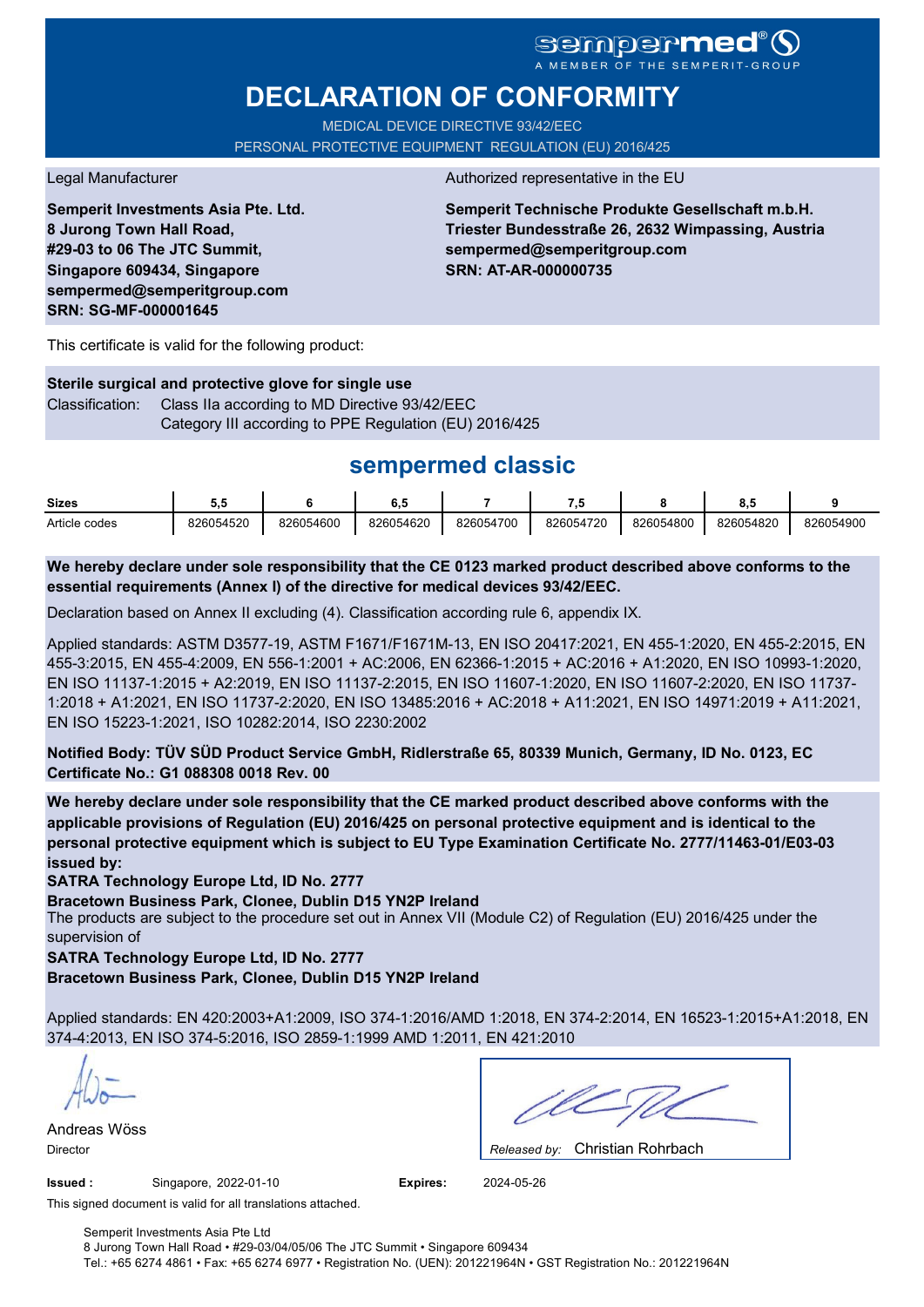sempermed®
A MEMBER OF THE SEMPERIT-GROUP

# DECLARATION OF CONFORMITY

MEDICAL DEVICE DIRECTIVE 93/42/EEC
PERSONAL PROTECTIVE EQUIPMENT REGULATION (EU) 2016/425

Legal Manufacturer

**Semperit Investments Asia Pte. Ltd.**
**8 Jurong Town Hall Road,**
**#29-03 to 06 The JTC Summit,**
**Singapore 609434, Singapore**
**sempermed@semperitgroup.com**
**SRN: SG-MF-000001645**

Authorized representative in the EU

**Semperit Technische Produkte Gesellschaft m.b.H.**
**Triester Bundesstraße 26, 2632 Wimpassing, Austria**
**sempermed@semperitgroup.com**
**SRN: AT-AR-000000735**

This certificate is valid for the following product:

**Sterile surgical and protective glove for single use**

Classification: Class IIa according to MD Directive 93/42/EEC
Category III according to PPE Regulation (EU) 2016/425

## sempermed classic

| Sizes | 5,5 | 6 | 6,5 | 7 | 7,5 | 8 | 8,5 | 9 |
|---|---|---|---|---|---|---|---|---|
| Article codes | 826054520 | 826054600 | 826054620 | 826054700 | 826054720 | 826054800 | 826054820 | 826054900 |

**We hereby declare under sole responsibility that the CE 0123 marked product described above conforms to the essential requirements (Annex I) of the directive for medical devices 93/42/EEC.**

Declaration based on Annex II excluding (4). Classification according rule 6, appendix IX.

Applied standards: ASTM D3577-19, ASTM F1671/F1671M-13, EN ISO 20417:2021, EN 455-1:2020, EN 455-2:2015, EN 455-3:2015, EN 455-4:2009, EN 556-1:2001 + AC:2006, EN 62366-1:2015 + AC:2016 + A1:2020, EN ISO 10993-1:2020, EN ISO 11137-1:2015 + A2:2019, EN ISO 11137-2:2015, EN ISO 11607-1:2020, EN ISO 11607-2:2020, EN ISO 11737-1:2018 + A1:2021, EN ISO 11737-2:2020, EN ISO 13485:2016 + AC:2018 + A11:2021, EN ISO 14971:2019 + A11:2021, EN ISO 15223-1:2021, ISO 10282:2014, ISO 2230:2002

**Notified Body: TÜV SÜD Product Service GmbH, Ridlerstraße 65, 80339 Munich, Germany, ID No. 0123, EC Certificate No.: G1 088308 0018 Rev. 00**

**We hereby declare under sole responsibility that the CE marked product described above conforms with the applicable provisions of Regulation (EU) 2016/425 on personal protective equipment and is identical to the personal protective equipment which is subject to EU Type Examination Certificate No. 2777/11463-01/E03-03 issued by:**

**SATRA Technology Europe Ltd, ID No. 2777**
**Bracetown Business Park, Clonee, Dublin D15 YN2P Ireland**

The products are subject to the procedure set out in Annex VII (Module C2) of Regulation (EU) 2016/425 under the supervision of

**SATRA Technology Europe Ltd, ID No. 2777**
**Bracetown Business Park, Clonee, Dublin D15 YN2P Ireland**

Applied standards: EN 420:2003+A1:2009, ISO 374-1:2016/AMD 1:2018, EN 374-2:2014, EN 16523-1:2015+A1:2018, EN 374-4:2013, EN ISO 374-5:2016, ISO 2859-1:1999 AMD 1:2011, EN 421:2010

Andreas Wöss
Director

*Released by:* Christian Rohrbach

**Issued :** Singapore, 2022-01-10 **Expires:** 2024-05-26

This signed document is valid for all translations attached.

Semperit Investments Asia Pte Ltd
8 Jurong Town Hall Road • #29-03/04/05/06 The JTC Summit • Singapore 609434
Tel.: +65 6274 4861 • Fax: +65 6274 6977 • Registration No. (UEN): 201221964N • GST Registration No.: 201221964N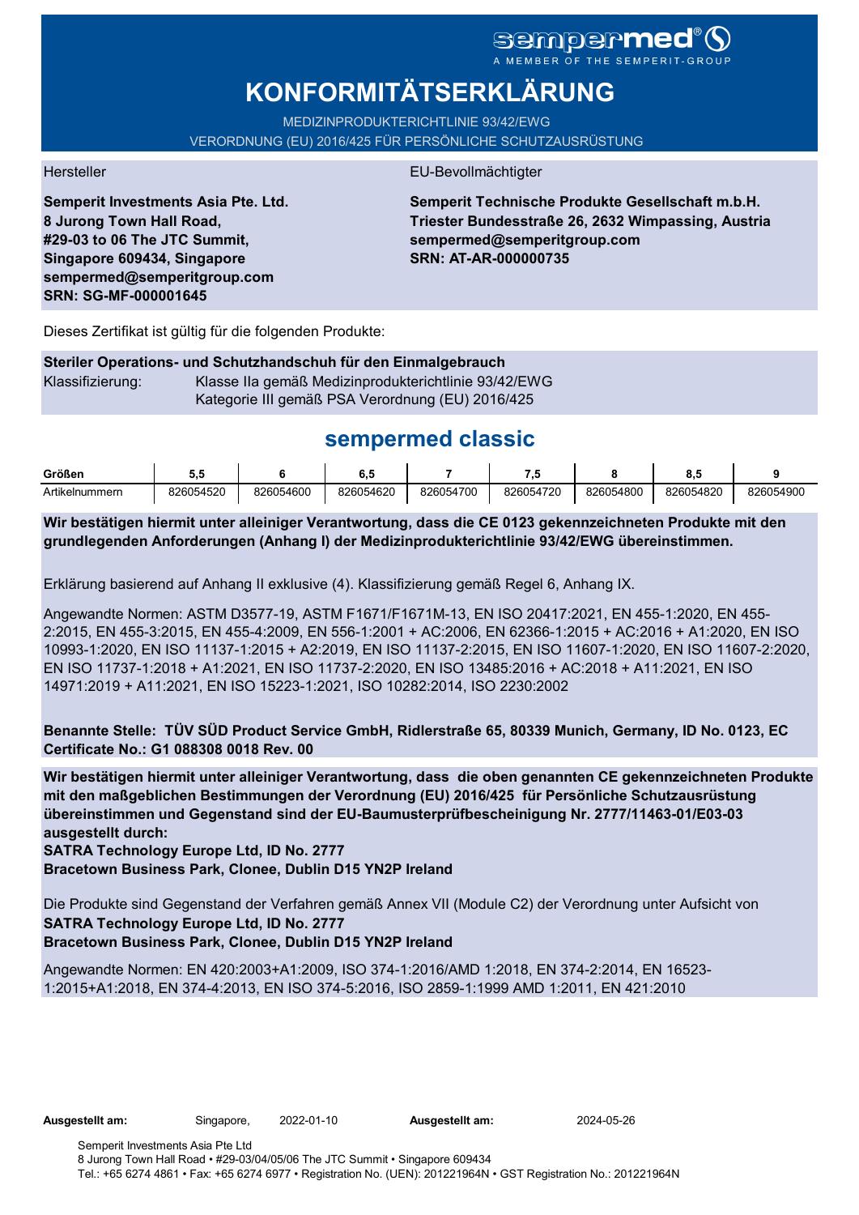sempermed®
A MEMBER OF THE SEMPERIT-GROUP

# KONFORMITÄTSERKLÄRUNG

MEDIZINPRODUKTERICHTLINIE 93/42/EWG
VERORDNUNG (EU) 2016/425 FÜR PERSÖNLICHE SCHUTZAUSRÜSTUNG

Hersteller

**Semperit Investments Asia Pte. Ltd.**
**8 Jurong Town Hall Road,**
**#29-03 to 06 The JTC Summit,**
**Singapore 609434, Singapore**
**sempermed@semperitgroup.com**
**SRN: SG-MF-000001645**

EU-Bevollmächtigter

**Semperit Technische Produkte Gesellschaft m.b.H.**
**Triester Bundesstraße 26, 2632 Wimpassing, Austria**
**sempermed@semperitgroup.com**
**SRN: AT-AR-000000735**

Dieses Zertifikat ist gültig für die folgenden Produkte:

**Steriler Operations- und Schutzhandschuh für den Einmalgebrauch**

Klassifizierung: Klasse IIa gemäß Medizinprodukterichtlinie 93/42/EWG
Kategorie III gemäß PSA Verordnung (EU) 2016/425

## sempermed classic

| Größen | 5,5 | 6 | 6,5 | 7 | 7,5 | 8 | 8,5 | 9 |
|---|---|---|---|---|---|---|---|---|
| Artikelnummern | 826054520 | 826054600 | 826054620 | 826054700 | 826054720 | 826054800 | 826054820 | 826054900 |

**Wir bestätigen hiermit unter alleiniger Verantwortung, dass die CE 0123 gekennzeichneten Produkte mit den grundlegenden Anforderungen (Anhang I) der Medizinprodukterichtlinie 93/42/EWG übereinstimmen.**

Erklärung basierend auf Anhang II exklusive (4). Klassifizierung gemäß Regel 6, Anhang IX.

Angewandte Normen: ASTM D3577-19, ASTM F1671/F1671M-13, EN ISO 20417:2021, EN 455-1:2020, EN 455-2:2015, EN 455-3:2015, EN 455-4:2009, EN 556-1:2001 + AC:2006, EN 62366-1:2015 + AC:2016 + A1:2020, EN ISO 10993-1:2020, EN ISO 11137-1:2015 + A2:2019, EN ISO 11137-2:2015, EN ISO 11607-1:2020, EN ISO 11607-2:2020, EN ISO 11737-1:2018 + A1:2021, EN ISO 11737-2:2020, EN ISO 13485:2016 + AC:2018 + A11:2021, EN ISO 14971:2019 + A11:2021, EN ISO 15223-1:2021, ISO 10282:2014, ISO 2230:2002

**Benannte Stelle: TÜV SÜD Product Service GmbH, Ridlerstraße 65, 80339 Munich, Germany, ID No. 0123, EC Certificate No.: G1 088308 0018 Rev. 00**

**Wir bestätigen hiermit unter alleiniger Verantwortung, dass die oben genannten CE gekennzeichneten Produkte mit den maßgeblichen Bestimmungen der Verordnung (EU) 2016/425 für Persönliche Schutzausrüstung übereinstimmen und Gegenstand sind der EU-Baumusterprüfbescheinigung Nr. 2777/11463-01/E03-03 ausgestellt durch:**
**SATRA Technology Europe Ltd, ID No. 2777**
**Bracetown Business Park, Clonee, Dublin D15 YN2P Ireland**

Die Produkte sind Gegenstand der Verfahren gemäß Annex VII (Module C2) der Verordnung unter Aufsicht von
**SATRA Technology Europe Ltd, ID No. 2777**
**Bracetown Business Park, Clonee, Dublin D15 YN2P Ireland**

Angewandte Normen: EN 420:2003+A1:2009, ISO 374-1:2016/AMD 1:2018, EN 374-2:2014, EN 16523-1:2015+A1:2018, EN 374-4:2013, EN ISO 374-5:2016, ISO 2859-1:1999 AMD 1:2011, EN 421:2010

**Ausgestellt am:** Singapore, 2022-01-10 **Ausgestellt am:** 2024-05-26

Semperit Investments Asia Pte Ltd
8 Jurong Town Hall Road • #29-03/04/05/06 The JTC Summit • Singapore 609434
Tel.: +65 6274 4861 • Fax: +65 6274 6977 • Registration No. (UEN): 201221964N • GST Registration No.: 201221964N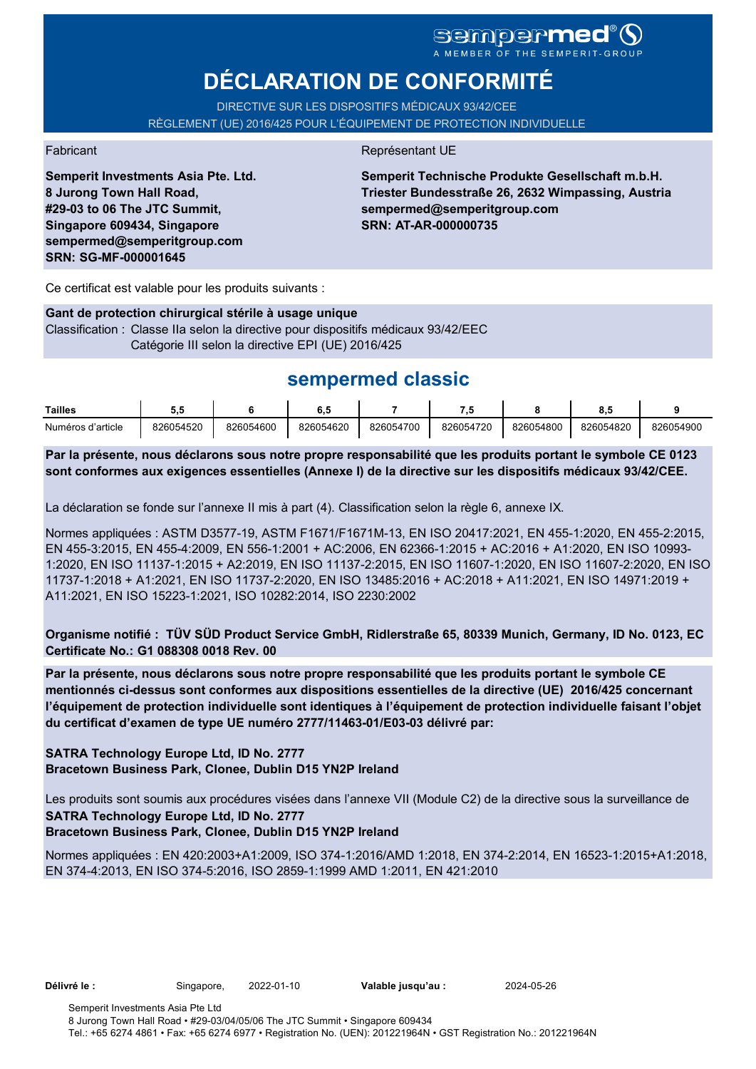sempermed®
A MEMBER OF THE SEMPERIT-GROUP

# DÉCLARATION DE CONFORMITÉ

DIRECTIVE SUR LES DISPOSITIFS MÉDICAUX 93/42/CEE
RÈGLEMENT (UE) 2016/425 POUR L'ÉQUIPEMENT DE PROTECTION INDIVIDUELLE

Fabricant

**Semperit Investments Asia Pte. Ltd.**
**8 Jurong Town Hall Road,**
**#29-03 to 06 The JTC Summit,**
**Singapore 609434, Singapore**
**sempermed@semperitgroup.com**
**SRN: SG-MF-000001645**

Représentant UE

**Semperit Technische Produkte Gesellschaft m.b.H.**
**Triester Bundesstraße 26, 2632 Wimpassing, Austria**
**sempermed@semperitgroup.com**
**SRN: AT-AR-000000735**

Ce certificat est valable pour les produits suivants :

**Gant de protection chirurgical stérile à usage unique**
Classification : Classe IIa selon la directive pour dispositifs médicaux 93/42/EEC
Catégorie III selon la directive EPI (UE) 2016/425

## sempermed classic

| Tailles | 5,5 | 6 | 6,5 | 7 | 7,5 | 8 | 8,5 | 9 |
|---|---|---|---|---|---|---|---|---|
| Numéros d'article | 826054520 | 826054600 | 826054620 | 826054700 | 826054720 | 826054800 | 826054820 | 826054900 |

**Par la présente, nous déclarons sous notre propre responsabilité que les produits portant le symbole CE 0123 sont conformes aux exigences essentielles (Annexe I) de la directive sur les dispositifs médicaux 93/42/CEE.**

La déclaration se fonde sur l'annexe II mis à part (4). Classification selon la règle 6, annexe IX.

Normes appliquées : ASTM D3577-19, ASTM F1671/F1671M-13, EN ISO 20417:2021, EN 455-1:2020, EN 455-2:2015, EN 455-3:2015, EN 455-4:2009, EN 556-1:2001 + AC:2006, EN 62366-1:2015 + AC:2016 + A1:2020, EN ISO 10993-1:2020, EN ISO 11137-1:2015 + A2:2019, EN ISO 11137-2:2015, EN ISO 11607-1:2020, EN ISO 11607-2:2020, EN ISO 11737-1:2018 + A1:2021, EN ISO 11737-2:2020, EN ISO 13485:2016 + AC:2018 + A11:2021, EN ISO 14971:2019 + A11:2021, EN ISO 15223-1:2021, ISO 10282:2014, ISO 2230:2002

**Organisme notifié : TÜV SÜD Product Service GmbH, Ridlerstraße 65, 80339 Munich, Germany, ID No. 0123, EC Certificate No.: G1 088308 0018 Rev. 00**

**Par la présente, nous déclarons sous notre propre responsabilité que les produits portant le symbole CE mentionnés ci-dessus sont conformes aux dispositions essentielles de la directive (UE) 2016/425 concernant l'équipement de protection individuelle sont identiques à l'équipement de protection individuelle faisant l'objet du certificat d'examen de type UE numéro 2777/11463-01/E03-03 délivré par:**

**SATRA Technology Europe Ltd, ID No. 2777**
**Bracetown Business Park, Clonee, Dublin D15 YN2P Ireland**

Les produits sont soumis aux procédures visées dans l'annexe VII (Module C2) de la directive sous la surveillance de
**SATRA Technology Europe Ltd, ID No. 2777**
**Bracetown Business Park, Clonee, Dublin D15 YN2P Ireland**

Normes appliquées : EN 420:2003+A1:2009, ISO 374-1:2016/AMD 1:2018, EN 374-2:2014, EN 16523-1:2015+A1:2018, EN 374-4:2013, EN ISO 374-5:2016, ISO 2859-1:1999 AMD 1:2011, EN 421:2010

**Délivré le :** Singapore, 2022-01-10 **Valable jusqu'au :** 2024-05-26

Semperit Investments Asia Pte Ltd
8 Jurong Town Hall Road • #29-03/04/05/06 The JTC Summit • Singapore 609434
Tel.: +65 6274 4861 • Fax: +65 6274 6977 • Registration No. (UEN): 201221964N • GST Registration No.: 201221964N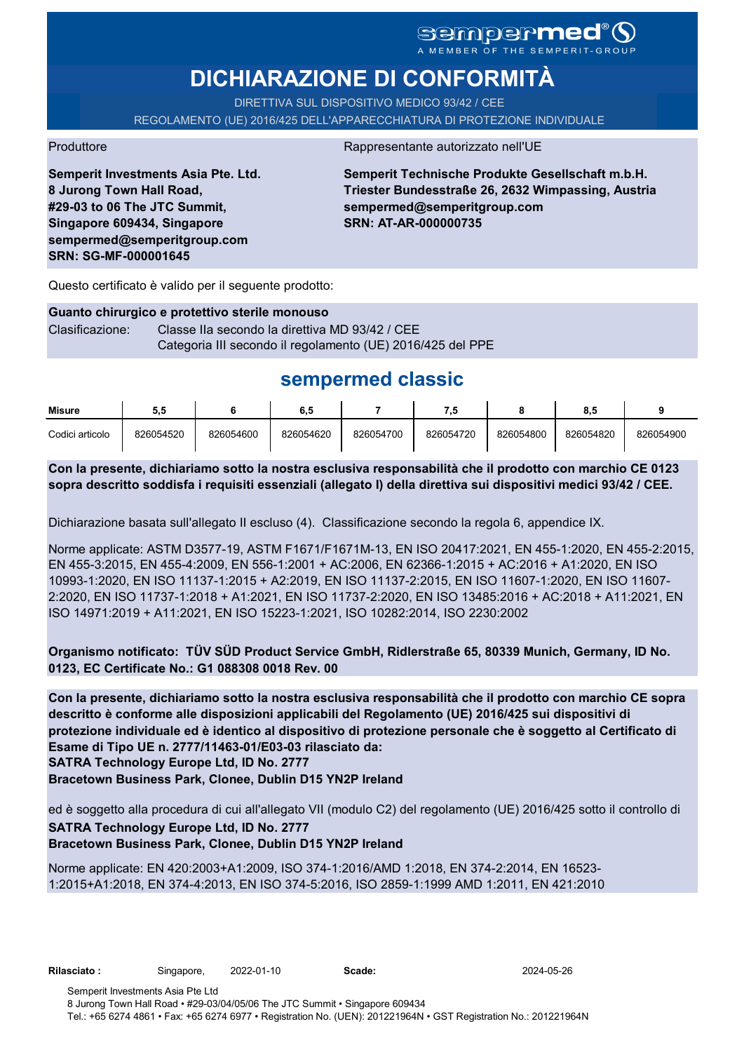sempermed®
A MEMBER OF THE SEMPERIT-GROUP

# DICHIARAZIONE DI CONFORMITÀ

DIRETTIVA SUL DISPOSITIVO MEDICO 93/42 / CEE

REGOLAMENTO (UE) 2016/425 DELL'APPARECCHIATURA DI PROTEZIONE INDIVIDUALE

Produttore

**Semperit Investments Asia Pte. Ltd.**
**8 Jurong Town Hall Road,**
**#29-03 to 06 The JTC Summit,**
**Singapore 609434, Singapore**
**sempermed@semperitgroup.com**
**SRN: SG-MF-000001645**

Rappresentante autorizzato nell'UE

**Semperit Technische Produkte Gesellschaft m.b.H.**
**Triester Bundesstraße 26, 2632 Wimpassing, Austria**
**sempermed@semperitgroup.com**
**SRN: AT-AR-000000735**

Questo certificato è valido per il seguente prodotto:

**Guanto chirurgico e protettivo sterile monouso**

Clasificazione: Classe IIa secondo la direttiva MD 93/42 / CEE
Categoria III secondo il regolamento (UE) 2016/425 del PPE

## sempermed classic

| Misure | 5,5 | 6 | 6,5 | 7 | 7,5 | 8 | 8,5 | 9 |
|---|---|---|---|---|---|---|---|---|
| Codici articolo | 826054520 | 826054600 | 826054620 | 826054700 | 826054720 | 826054800 | 826054820 | 826054900 |

**Con la presente, dichiariamo sotto la nostra esclusiva responsabilità che il prodotto con marchio CE 0123 sopra descritto soddisfa i requisiti essenziali (allegato I) della direttiva sui dispositivi medici 93/42 / CEE.**

Dichiarazione basata sull'allegato II escluso (4). Classificazione secondo la regola 6, appendice IX.

Norme applicate: ASTM D3577-19, ASTM F1671/F1671M-13, EN ISO 20417:2021, EN 455-1:2020, EN 455-2:2015, EN 455-3:2015, EN 455-4:2009, EN 556-1:2001 + AC:2006, EN 62366-1:2015 + AC:2016 + A1:2020, EN ISO 10993-1:2020, EN ISO 11137-1:2015 + A2:2019, EN ISO 11137-2:2015, EN ISO 11607-1:2020, EN ISO 11607-2:2020, EN ISO 11737-1:2018 + A1:2021, EN ISO 11737-2:2020, EN ISO 13485:2016 + AC:2018 + A11:2021, EN ISO 14971:2019 + A11:2021, EN ISO 15223-1:2021, ISO 10282:2014, ISO 2230:2002

**Organismo notificato: TÜV SÜD Product Service GmbH, Ridlerstraße 65, 80339 Munich, Germany, ID No. 0123, EC Certificate No.: G1 088308 0018 Rev. 00**

**Con la presente, dichiariamo sotto la nostra esclusiva responsabilità che il prodotto con marchio CE sopra descritto è conforme alle disposizioni applicabili del Regolamento (UE) 2016/425 sui dispositivi di protezione individuale ed è identico al dispositivo di protezione personale che è soggetto al Certificato di Esame di Tipo UE n. 2777/11463-01/E03-03 rilasciato da:**
**SATRA Technology Europe Ltd, ID No. 2777**
**Bracetown Business Park, Clonee, Dublin D15 YN2P Ireland**

ed è soggetto alla procedura di cui all'allegato VII (modulo C2) del regolamento (UE) 2016/425 sotto il controllo di
**SATRA Technology Europe Ltd, ID No. 2777**
**Bracetown Business Park, Clonee, Dublin D15 YN2P Ireland**

Norme applicate: EN 420:2003+A1:2009, ISO 374-1:2016/AMD 1:2018, EN 374-2:2014, EN 16523-1:2015+A1:2018, EN 374-4:2013, EN ISO 374-5:2016, ISO 2859-1:1999 AMD 1:2011, EN 421:2010

**Rilasciato :** Singapore, 2022-01-10 **Scade:** 2024-05-26

Semperit Investments Asia Pte Ltd
8 Jurong Town Hall Road • #29-03/04/05/06 The JTC Summit • Singapore 609434
Tel.: +65 6274 4861 • Fax: +65 6274 6977 • Registration No. (UEN): 201221964N • GST Registration No.: 201221964N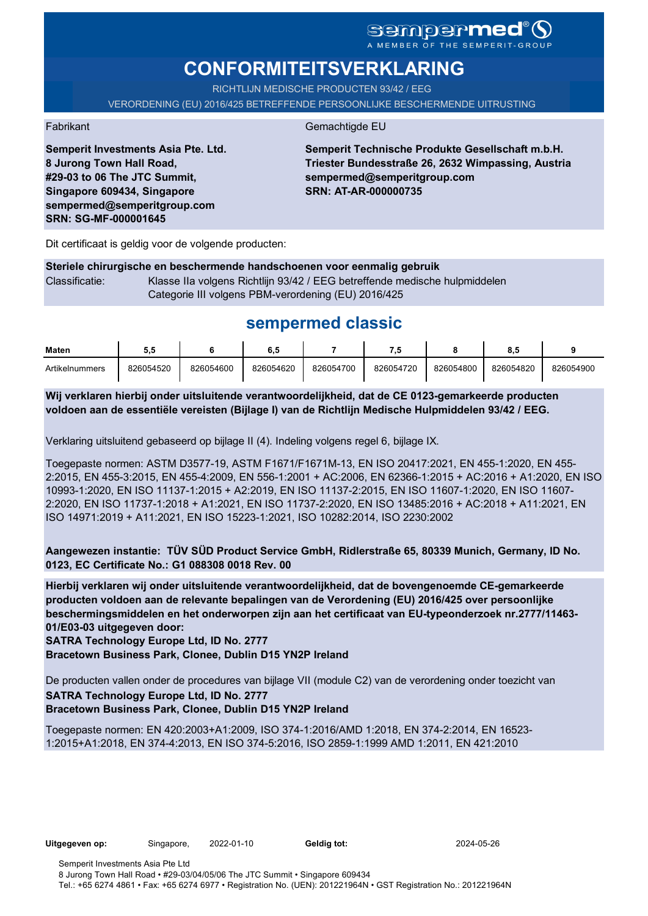sempermed®
A MEMBER OF THE SEMPERIT-GROUP

# CONFORMITEITSVERKLARING

RICHTLIJN MEDISCHE PRODUCTEN 93/42 / EEG

VERORDENING (EU) 2016/425 BETREFFENDE PERSOONLIJKE BESCHERMENDE UITRUSTING

Fabrikant

**Semperit Investments Asia Pte. Ltd.**
**8 Jurong Town Hall Road,**
**#29-03 to 06 The JTC Summit,**
**Singapore 609434, Singapore**
**sempermed@semperitgroup.com**
**SRN: SG-MF-000001645**

Gemachtigde EU

**Semperit Technische Produkte Gesellschaft m.b.H.**
**Triester Bundesstraße 26, 2632 Wimpassing, Austria**
**sempermed@semperitgroup.com**
**SRN: AT-AR-000000735**

Dit certificaat is geldig voor de volgende producten:

**Steriele chirurgische en beschermende handschoenen voor eenmalig gebruik**

Classificatie: Klasse IIa volgens Richtlijn 93/42 / EEG betreffende medische hulpmiddelen
Categorie III volgens PBM-verordening (EU) 2016/425

## sempermed classic

| Maten | 5,5 | 6 | 6,5 | 7 | 7,5 | 8 | 8,5 | 9 |
|---|---|---|---|---|---|---|---|---|
| Artikelnummers | 826054520 | 826054600 | 826054620 | 826054700 | 826054720 | 826054800 | 826054820 | 826054900 |

**Wij verklaren hierbij onder uitsluitende verantwoordelijkheid, dat de CE 0123-gemarkeerde producten voldoen aan de essentiële vereisten (Bijlage I) van de Richtlijn Medische Hulpmiddelen 93/42 / EEG.**

Verklaring uitsluitend gebaseerd op bijlage II (4). Indeling volgens regel 6, bijlage IX.

Toegepaste normen: ASTM D3577-19, ASTM F1671/F1671M-13, EN ISO 20417:2021, EN 455-1:2020, EN 455-2:2015, EN 455-3:2015, EN 455-4:2009, EN 556-1:2001 + AC:2006, EN 62366-1:2015 + AC:2016 + A1:2020, EN ISO 10993-1:2020, EN ISO 11137-1:2015 + A2:2019, EN ISO 11137-2:2015, EN ISO 11607-1:2020, EN ISO 11607-2:2020, EN ISO 11737-1:2018 + A1:2021, EN ISO 11737-2:2020, EN ISO 13485:2016 + AC:2018 + A11:2021, EN ISO 14971:2019 + A11:2021, EN ISO 15223-1:2021, ISO 10282:2014, ISO 2230:2002

**Aangewezen instantie: TÜV SÜD Product Service GmbH, Ridlerstraße 65, 80339 Munich, Germany, ID No. 0123, EC Certificate No.: G1 088308 0018 Rev. 00**

**Hierbij verklaren wij onder uitsluitende verantwoordelijkheid, dat de bovengenoemde CE-gemarkeerde producten voldoen aan de relevante bepalingen van de Verordening (EU) 2016/425 over persoonlijke beschermingsmiddelen en het onderworpen zijn aan het certificaat van EU-typeonderzoek nr.2777/11463-01/E03-03 uitgegeven door:**
**SATRA Technology Europe Ltd, ID No. 2777**
**Bracetown Business Park, Clonee, Dublin D15 YN2P Ireland**

De producten vallen onder de procedures van bijlage VII (module C2) van de verordening onder toezicht van
**SATRA Technology Europe Ltd, ID No. 2777**
**Bracetown Business Park, Clonee, Dublin D15 YN2P Ireland**

Toegepaste normen: EN 420:2003+A1:2009, ISO 374-1:2016/AMD 1:2018, EN 374-2:2014, EN 16523-1:2015+A1:2018, EN 374-4:2013, EN ISO 374-5:2016, ISO 2859-1:1999 AMD 1:2011, EN 421:2010

**Uitgegeven op:** Singapore, 2022-01-10 **Geldig tot:** 2024-05-26

Semperit Investments Asia Pte Ltd
8 Jurong Town Hall Road • #29-03/04/05/06 The JTC Summit • Singapore 609434
Tel.: +65 6274 4861 • Fax: +65 6274 6977 • Registration No. (UEN): 201221964N • GST Registration No.: 201221964N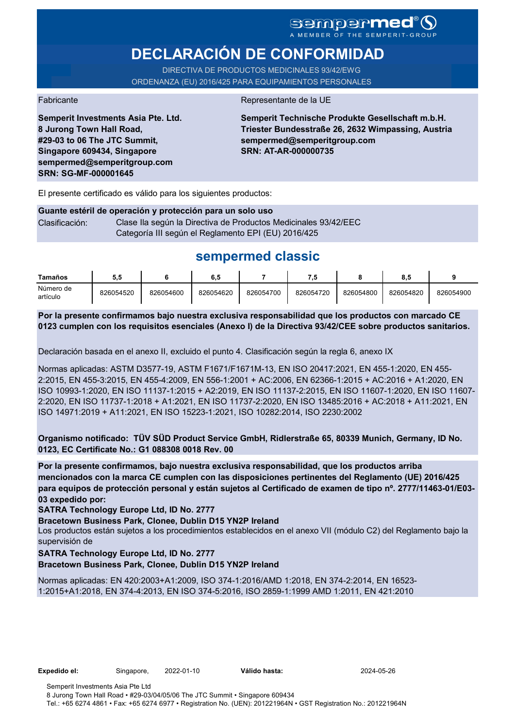sempermed®
A MEMBER OF THE SEMPERIT-GROUP

# DECLARACIÓN DE CONFORMIDAD

DIRECTIVA DE PRODUCTOS MEDICINALES 93/42/EWG
ORDENANZA (EU) 2016/425 PARA EQUIPAMIENTOS PERSONALES

Fabricante

**Semperit Investments Asia Pte. Ltd.**
**8 Jurong Town Hall Road,**
**#29-03 to 06 The JTC Summit,**
**Singapore 609434, Singapore**
**sempermed@semperitgroup.com**
**SRN: SG-MF-000001645**

Representante de la UE

**Semperit Technische Produkte Gesellschaft m.b.H.**
**Triester Bundesstraße 26, 2632 Wimpassing, Austria**
**sempermed@semperitgroup.com**
**SRN: AT-AR-000000735**

El presente certificado es válido para los siguientes productos:

**Guante estéril de operación y protección para un solo uso**

Clasificación: Clase IIa según la Directiva de Productos Medicinales 93/42/EEC
Categoría III según el Reglamento EPI (EU) 2016/425

## sempermed classic

| **Tamaños** | **5,5** | **6** | **6,5** | **7** | **7,5** | **8** | **8,5** | **9** |
|---|---|---|---|---|---|---|---|---|
| Número de artículo | 826054520 | 826054600 | 826054620 | 826054700 | 826054720 | 826054800 | 826054820 | 826054900 |

**Por la presente confirmamos bajo nuestra exclusiva responsabilidad que los productos con marcado CE 0123 cumplen con los requisitos esenciales (Anexo I) de la Directiva 93/42/CEE sobre productos sanitarios.**

Declaración basada en el anexo II, excluido el punto 4. Clasificación según la regla 6, anexo IX

Normas aplicadas: ASTM D3577-19, ASTM F1671/F1671M-13, EN ISO 20417:2021, EN 455-1:2020, EN 455-2:2015, EN 455-3:2015, EN 455-4:2009, EN 556-1:2001 + AC:2006, EN 62366-1:2015 + AC:2016 + A1:2020, EN ISO 10993-1:2020, EN ISO 11137-1:2015 + A2:2019, EN ISO 11137-2:2015, EN ISO 11607-1:2020, EN ISO 11607-2:2020, EN ISO 11737-1:2018 + A1:2021, EN ISO 11737-2:2020, EN ISO 13485:2016 + AC:2018 + A11:2021, EN ISO 14971:2019 + A11:2021, EN ISO 15223-1:2021, ISO 10282:2014, ISO 2230:2002

**Organismo notificado: TÜV SÜD Product Service GmbH, Ridlerstraße 65, 80339 Munich, Germany, ID No. 0123, EC Certificate No.: G1 088308 0018 Rev. 00**

**Por la presente confirmamos, bajo nuestra exclusiva responsabilidad, que los productos arriba mencionados con la marca CE cumplen con las disposiciones pertinentes del Reglamento (UE) 2016/425 para equipos de protección personal y están sujetos al Certificado de examen de tipo nº. 2777/11463-01/E03-03 expedido por:**

**SATRA Technology Europe Ltd, ID No. 2777**
**Bracetown Business Park, Clonee, Dublin D15 YN2P Ireland**

Los productos están sujetos a los procedimientos establecidos en el anexo VII (módulo C2) del Reglamento bajo la supervisión de

**SATRA Technology Europe Ltd, ID No. 2777**
**Bracetown Business Park, Clonee, Dublin D15 YN2P Ireland**

Normas aplicadas: EN 420:2003+A1:2009, ISO 374-1:2016/AMD 1:2018, EN 374-2:2014, EN 16523-1:2015+A1:2018, EN 374-4:2013, EN ISO 374-5:2016, ISO 2859-1:1999 AMD 1:2011, EN 421:2010

**Expedido el:** Singapore, 2022-01-10 **Válido hasta:** 2024-05-26

Semperit Investments Asia Pte Ltd
8 Jurong Town Hall Road • #29-03/04/05/06 The JTC Summit • Singapore 609434
Tel.: +65 6274 4861 • Fax: +65 6274 6977 • Registration No. (UEN): 201221964N • GST Registration No.: 201221964N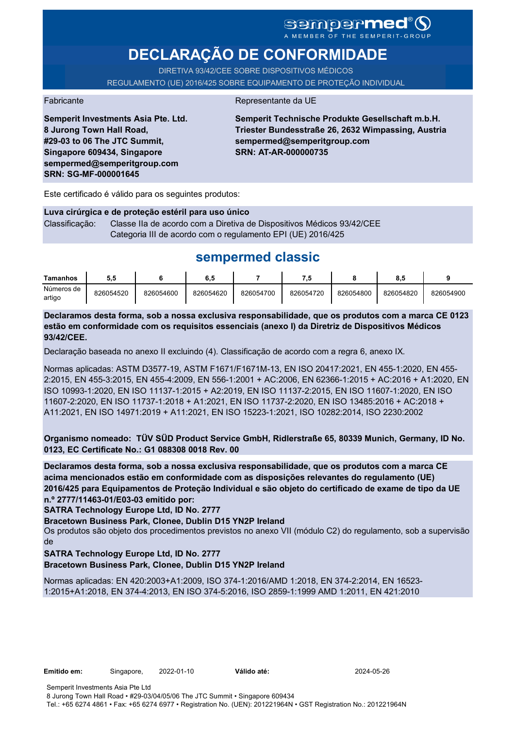sempermed®

A MEMBER OF THE SEMPERIT-GROUP

# DECLARAÇÃO DE CONFORMIDADE

DIRETIVA 93/42/CEE SOBRE DISPOSITIVOS MÉDICOS

REGULAMENTO (UE) 2016/425 SOBRE EQUIPAMENTO DE PROTEÇÃO INDIVIDUAL

Fabricante

**Semperit Investments Asia Pte. Ltd.**
**8 Jurong Town Hall Road,**
**#29-03 to 06 The JTC Summit,**
**Singapore 609434, Singapore**
**sempermed@semperitgroup.com**
**SRN: SG-MF-000001645**

Representante da UE

**Semperit Technische Produkte Gesellschaft m.b.H.**
**Triester Bundesstraße 26, 2632 Wimpassing, Austria**
**sempermed@semperitgroup.com**
**SRN: AT-AR-000000735**

Este certificado é válido para os seguintes produtos:

**Luva cirúrgica e de proteção estéril para uso único**

Classificação: Classe IIa de acordo com a Diretiva de Dispositivos Médicos 93/42/CEE
Categoria III de acordo com o regulamento EPI (UE) 2016/425

## sempermed classic

| Tamanhos | 5,5 | 6 | 6,5 | 7 | 7,5 | 8 | 8,5 | 9 |
|---|---|---|---|---|---|---|---|---|
| Números de artigo | 826054520 | 826054600 | 826054620 | 826054700 | 826054720 | 826054800 | 826054820 | 826054900 |

**Declaramos desta forma, sob a nossa exclusiva responsabilidade, que os produtos com a marca CE 0123 estão em conformidade com os requisitos essenciais (anexo I) da Diretriz de Dispositivos Médicos 93/42/CEE.**

Declaração baseada no anexo II excluindo (4). Classificação de acordo com a regra 6, anexo IX.

Normas aplicadas: ASTM D3577-19, ASTM F1671/F1671M-13, EN ISO 20417:2021, EN 455-1:2020, EN 455-2:2015, EN 455-3:2015, EN 455-4:2009, EN 556-1:2001 + AC:2006, EN 62366-1:2015 + AC:2016 + A1:2020, EN ISO 10993-1:2020, EN ISO 11137-1:2015 + A2:2019, EN ISO 11137-2:2015, EN ISO 11607-1:2020, EN ISO 11607-2:2020, EN ISO 11737-1:2018 + A1:2021, EN ISO 11737-2:2020, EN ISO 13485:2016 + AC:2018 + A11:2021, EN ISO 14971:2019 + A11:2021, EN ISO 15223-1:2021, ISO 10282:2014, ISO 2230:2002

**Organismo nomeado: TÜV SÜD Product Service GmbH, Ridlerstraße 65, 80339 Munich, Germany, ID No. 0123, EC Certificate No.: G1 088308 0018 Rev. 00**

**Declaramos desta forma, sob a nossa exclusiva responsabilidade, que os produtos com a marca CE acima mencionados estão em conformidade com as disposições relevantes do regulamento (UE) 2016/425 para Equipamentos de Proteção Individual e são objeto do certificado de exame de tipo da UE n.º 2777/11463-01/E03-03 emitido por:**

**SATRA Technology Europe Ltd, ID No. 2777**

**Bracetown Business Park, Clonee, Dublin D15 YN2P Ireland**

Os produtos são objeto dos procedimentos previstos no anexo VII (módulo C2) do regulamento, sob a supervisão de

**SATRA Technology Europe Ltd, ID No. 2777**

**Bracetown Business Park, Clonee, Dublin D15 YN2P Ireland**

Normas aplicadas: EN 420:2003+A1:2009, ISO 374-1:2016/AMD 1:2018, EN 374-2:2014, EN 16523-1:2015+A1:2018, EN 374-4:2013, EN ISO 374-5:2016, ISO 2859-1:1999 AMD 1:2011, EN 421:2010

**Emitido em:** Singapore, 2022-01-10 **Válido até:** 2024-05-26

Semperit Investments Asia Pte Ltd
8 Jurong Town Hall Road • #29-03/04/05/06 The JTC Summit • Singapore 609434
Tel.: +65 6274 4861 • Fax: +65 6274 6977 • Registration No. (UEN): 201221964N • GST Registration No.: 201221964N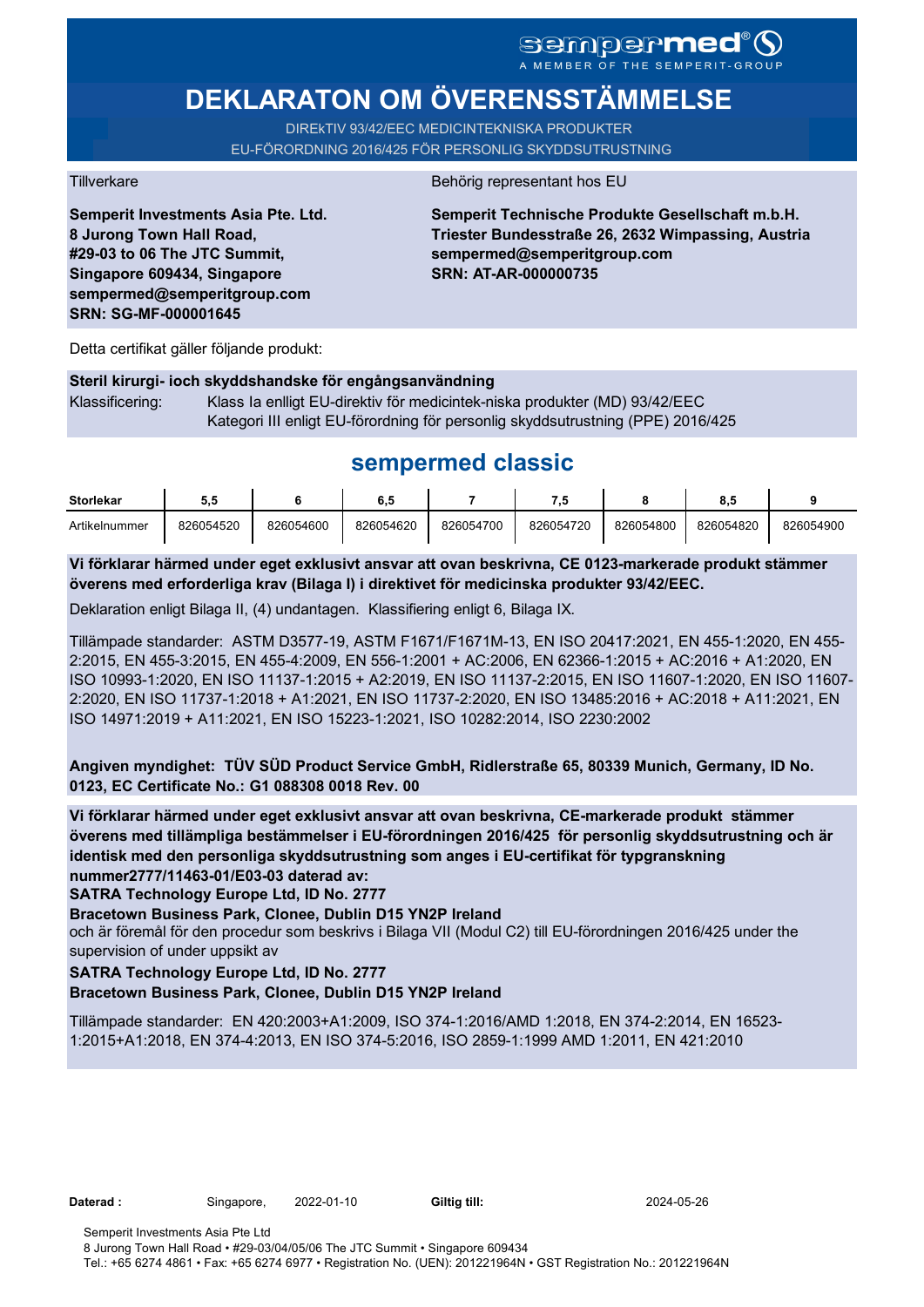sempermed®
A MEMBER OF THE SEMPERIT-GROUP

# DEKLARATON OM ÖVERENSSTÄMMELSE

DIREkTIV 93/42/EEC MEDICINTEKNISKA PRODUKTER
EU-FÖRORDNING 2016/425 FÖR PERSONLIG SKYDDSUTRUSTNING

Tillverkare

**Semperit Investments Asia Pte. Ltd.**
**8 Jurong Town Hall Road,**
**#29-03 to 06 The JTC Summit,**
**Singapore 609434, Singapore**
**sempermed@semperitgroup.com**
**SRN: SG-MF-000001645**

Behörig representant hos EU

**Semperit Technische Produkte Gesellschaft m.b.H.**
**Triester Bundesstraße 26, 2632 Wimpassing, Austria**
**sempermed@semperitgroup.com**
**SRN: AT-AR-000000735**

Detta certifikat gäller följande produkt:

**Steril kirurgi- ioch skyddshandske för engångsanvändning**

Klassificering: Klass Ia enlligt EU-direktiv för medicintek-niska produkter (MD) 93/42/EEC
Kategori III enligt EU-förordning för personlig skyddsutrustning (PPE) 2016/425

## sempermed classic

| Storlekar | 5,5 | 6 | 6,5 | 7 | 7,5 | 8 | 8,5 | 9 |
|---|---|---|---|---|---|---|---|---|
| Artikelnummer | 826054520 | 826054600 | 826054620 | 826054700 | 826054720 | 826054800 | 826054820 | 826054900 |

**Vi förklarar härmed under eget exklusivt ansvar att ovan beskrivna, CE 0123-markerade produkt stämmer överens med erforderliga krav (Bilaga I) i direktivet för medicinska produkter 93/42/EEC.**

Deklaration enligt Bilaga II, (4) undantagen. Klassifiering enligt 6, Bilaga IX.

Tillämpade standarder: ASTM D3577-19, ASTM F1671/F1671M-13, EN ISO 20417:2021, EN 455-1:2020, EN 455-2:2015, EN 455-3:2015, EN 455-4:2009, EN 556-1:2001 + AC:2006, EN 62366-1:2015 + AC:2016 + A1:2020, EN ISO 10993-1:2020, EN ISO 11137-1:2015 + A2:2019, EN ISO 11137-2:2015, EN ISO 11607-1:2020, EN ISO 11607-2:2020, EN ISO 11737-1:2018 + A1:2021, EN ISO 11737-2:2020, EN ISO 13485:2016 + AC:2018 + A11:2021, EN ISO 14971:2019 + A11:2021, EN ISO 15223-1:2021, ISO 10282:2014, ISO 2230:2002

**Angiven myndighet: TÜV SÜD Product Service GmbH, Ridlerstraße 65, 80339 Munich, Germany, ID No. 0123, EC Certificate No.: G1 088308 0018 Rev. 00**

**Vi förklarar härmed under eget exklusivt ansvar att ovan beskrivna, CE-markerade produkt stämmer överens med tillämpliga bestämmelser i EU-förordningen 2016/425 för personlig skyddsutrustning och är identisk med den personliga skyddsutrustning som anges i EU-certifikat för typgranskning nummer2777/11463-01/E03-03 daterad av:**
**SATRA Technology Europe Ltd, ID No. 2777**
**Bracetown Business Park, Clonee, Dublin D15 YN2P Ireland**
och är föremål för den procedur som beskrivs i Bilaga VII (Modul C2) till EU-förordningen 2016/425 under the supervision of under uppsikt av
**SATRA Technology Europe Ltd, ID No. 2777**
**Bracetown Business Park, Clonee, Dublin D15 YN2P Ireland**

Tillämpade standarder: EN 420:2003+A1:2009, ISO 374-1:2016/AMD 1:2018, EN 374-2:2014, EN 16523-1:2015+A1:2018, EN 374-4:2013, EN ISO 374-5:2016, ISO 2859-1:1999 AMD 1:2011, EN 421:2010

**Daterad :** Singapore, 2022-01-10 **Giltig till:** 2024-05-26

Semperit Investments Asia Pte Ltd
8 Jurong Town Hall Road • #29-03/04/05/06 The JTC Summit • Singapore 609434
Tel.: +65 6274 4861 • Fax: +65 6274 6977 • Registration No. (UEN): 201221964N • GST Registration No.: 201221964N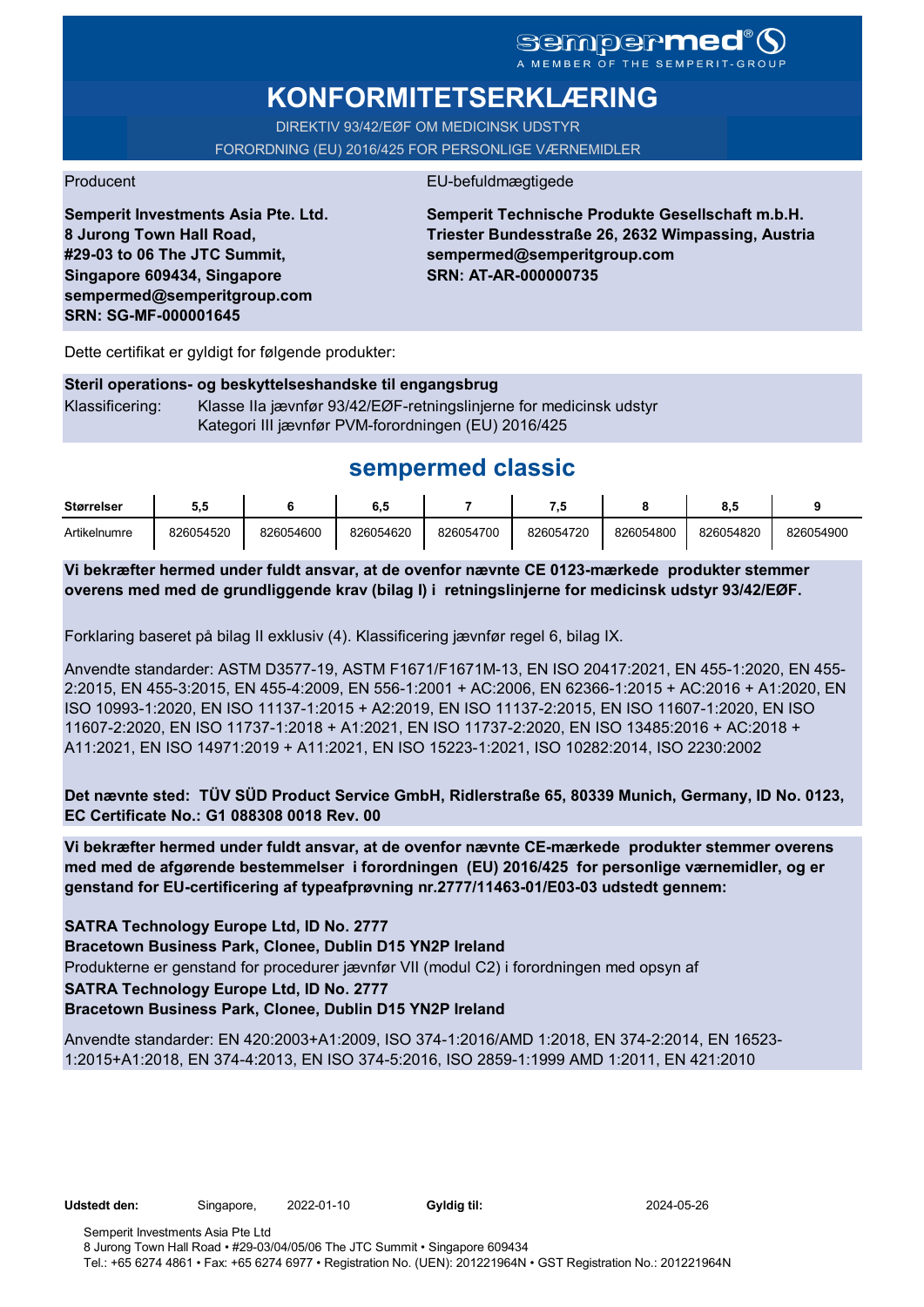sempermed®
A MEMBER OF THE SEMPERIT-GROUP

# KONFORMITETSERKLÆRING

DIREKTIV 93/42/EØF OM MEDICINSK UDSTYR

FORORDNING (EU) 2016/425 FOR PERSONLIGE VÆRNEMIDLER

Producent

**Semperit Investments Asia Pte. Ltd.**
**8 Jurong Town Hall Road,**
**#29-03 to 06 The JTC Summit,**
**Singapore 609434, Singapore**
**sempermed@semperitgroup.com**
**SRN: SG-MF-000001645**

EU-befuldmægtigede

**Semperit Technische Produkte Gesellschaft m.b.H.**
**Triester Bundesstraße 26, 2632 Wimpassing, Austria**
**sempermed@semperitgroup.com**
**SRN: AT-AR-000000735**

Dette certifikat er gyldigt for følgende produkter:

**Steril operations- og beskyttelseshandske til engangsbrug**

Klassificering: Klasse IIa jævnfør 93/42/EØF-retningslinjerne for medicinsk udstyr
Kategori III jævnfør PVM-forordningen (EU) 2016/425

## sempermed classic

| Størrelser | 5,5 | 6 | 6,5 | 7 | 7,5 | 8 | 8,5 | 9 |
|---|---|---|---|---|---|---|---|---|
| Artikelnumre | 826054520 | 826054600 | 826054620 | 826054700 | 826054720 | 826054800 | 826054820 | 826054900 |

**Vi bekræfter hermed under fuldt ansvar, at de ovenfor nævnte CE 0123-mærkede produkter stemmer overens med med de grundliggende krav (bilag I) i retningslinjerne for medicinsk udstyr 93/42/EØF.**

Forklaring baseret på bilag II exklusiv (4). Klassificering jævnfør regel 6, bilag IX.

Anvendte standarder: ASTM D3577-19, ASTM F1671/F1671M-13, EN ISO 20417:2021, EN 455-1:2020, EN 455-2:2015, EN 455-3:2015, EN 455-4:2009, EN 556-1:2001 + AC:2006, EN 62366-1:2015 + AC:2016 + A1:2020, EN ISO 10993-1:2020, EN ISO 11137-1:2015 + A2:2019, EN ISO 11137-2:2015, EN ISO 11607-1:2020, EN ISO 11607-2:2020, EN ISO 11737-1:2018 + A1:2021, EN ISO 11737-2:2020, EN ISO 13485:2016 + AC:2018 + A11:2021, EN ISO 14971:2019 + A11:2021, EN ISO 15223-1:2021, ISO 10282:2014, ISO 2230:2002

**Det nævnte sted: TÜV SÜD Product Service GmbH, Ridlerstraße 65, 80339 Munich, Germany, ID No. 0123, EC Certificate No.: G1 088308 0018 Rev. 00**

**Vi bekræfter hermed under fuldt ansvar, at de ovenfor nævnte CE-mærkede produkter stemmer overens med med de afgørende bestemmelser i forordningen (EU) 2016/425 for personlige værnemidler, og er genstand for EU-certificering af typeafprøvning nr.2777/11463-01/E03-03 udstedt gennem:**

**SATRA Technology Europe Ltd, ID No. 2777**
**Bracetown Business Park, Clonee, Dublin D15 YN2P Ireland**
Produkterne er genstand for procedurer jævnfør VII (modul C2) i forordningen med opsyn af
**SATRA Technology Europe Ltd, ID No. 2777**
**Bracetown Business Park, Clonee, Dublin D15 YN2P Ireland**

Anvendte standarder: EN 420:2003+A1:2009, ISO 374-1:2016/AMD 1:2018, EN 374-2:2014, EN 16523-1:2015+A1:2018, EN 374-4:2013, EN ISO 374-5:2016, ISO 2859-1:1999 AMD 1:2011, EN 421:2010

**Udstedt den:** Singapore, 2022-01-10 **Gyldig til:** 2024-05-26

Semperit Investments Asia Pte Ltd
8 Jurong Town Hall Road • #29-03/04/05/06 The JTC Summit • Singapore 609434
Tel.: +65 6274 4861 • Fax: +65 6274 6977 • Registration No. (UEN): 201221964N • GST Registration No.: 201221964N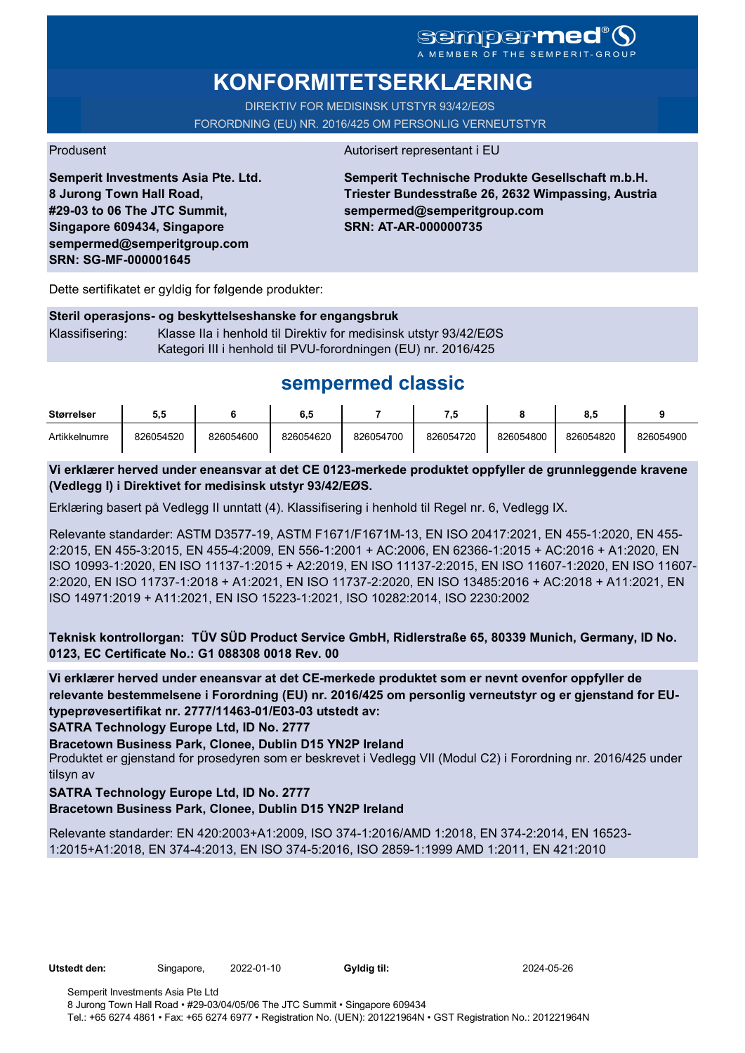sempermed®
A MEMBER OF THE SEMPERIT-GROUP

# KONFORMITETSERKLÆRING

DIREKTIV FOR MEDISINSK UTSTYR 93/42/EØS
FORORDNING (EU) NR. 2016/425 OM PERSONLIG VERNEUTSTYR

Produsent

**Semperit Investments Asia Pte. Ltd.**
**8 Jurong Town Hall Road,**
**#29-03 to 06 The JTC Summit,**
**Singapore 609434, Singapore**
**sempermed@semperitgroup.com**
**SRN: SG-MF-000001645**

Autorisert representant i EU

**Semperit Technische Produkte Gesellschaft m.b.H.**
**Triester Bundesstraße 26, 2632 Wimpassing, Austria**
**sempermed@semperitgroup.com**
**SRN: AT-AR-000000735**

Dette sertifikatet er gyldig for følgende produkter:

**Steril operasjons- og beskyttelseshanske for engangsbruk**

Klassifisering: Klasse IIa i henhold til Direktiv for medisinsk utstyr 93/42/EØS
Kategori III i henhold til PVU-forordningen (EU) nr. 2016/425

## sempermed classic

| Størrelser | 5,5 | 6 | 6,5 | 7 | 7,5 | 8 | 8,5 | 9 |
|---|---|---|---|---|---|---|---|---|
| Artikkelnumre | 826054520 | 826054600 | 826054620 | 826054700 | 826054720 | 826054800 | 826054820 | 826054900 |

**Vi erklærer herved under eneansvar at det CE 0123-merkede produktet oppfyller de grunnleggende kravene (Vedlegg I) i Direktivet for medisinsk utstyr 93/42/EØS.**

Erklæring basert på Vedlegg II unntatt (4). Klassifisering i henhold til Regel nr. 6, Vedlegg IX.

Relevante standarder: ASTM D3577-19, ASTM F1671/F1671M-13, EN ISO 20417:2021, EN 455-1:2020, EN 455-2:2015, EN 455-3:2015, EN 455-4:2009, EN 556-1:2001 + AC:2006, EN 62366-1:2015 + AC:2016 + A1:2020, EN ISO 10993-1:2020, EN ISO 11137-1:2015 + A2:2019, EN ISO 11137-2:2015, EN ISO 11607-1:2020, EN ISO 11607-2:2020, EN ISO 11737-1:2018 + A1:2021, EN ISO 11737-2:2020, EN ISO 13485:2016 + AC:2018 + A11:2021, EN ISO 14971:2019 + A11:2021, EN ISO 15223-1:2021, ISO 10282:2014, ISO 2230:2002

**Teknisk kontrollorgan: TÜV SÜD Product Service GmbH, Ridlerstraße 65, 80339 Munich, Germany, ID No. 0123, EC Certificate No.: G1 088308 0018 Rev. 00**

**Vi erklærer herved under eneansvar at det CE-merkede produktet som er nevnt ovenfor oppfyller de relevante bestemmelsene i Forordning (EU) nr. 2016/425 om personlig verneutstyr og er gjenstand for EU-typeprøvesertifikat nr. 2777/11463-01/E03-03 utstedt av:**

**SATRA Technology Europe Ltd, ID No. 2777**

**Bracetown Business Park, Clonee, Dublin D15 YN2P Ireland**

Produktet er gjenstand for prosedyren som er beskrevet i Vedlegg VII (Modul C2) i Forordning nr. 2016/425 under tilsyn av

**SATRA Technology Europe Ltd, ID No. 2777**

**Bracetown Business Park, Clonee, Dublin D15 YN2P Ireland**

Relevante standarder: EN 420:2003+A1:2009, ISO 374-1:2016/AMD 1:2018, EN 374-2:2014, EN 16523-1:2015+A1:2018, EN 374-4:2013, EN ISO 374-5:2016, ISO 2859-1:1999 AMD 1:2011, EN 421:2010

**Utstedt den:** Singapore, 2022-01-10 **Gyldig til:** 2024-05-26

Semperit Investments Asia Pte Ltd
8 Jurong Town Hall Road • #29-03/04/05/06 The JTC Summit • Singapore 609434
Tel.: +65 6274 4861 • Fax: +65 6274 6977 • Registration No. (UEN): 201221964N • GST Registration No.: 201221964N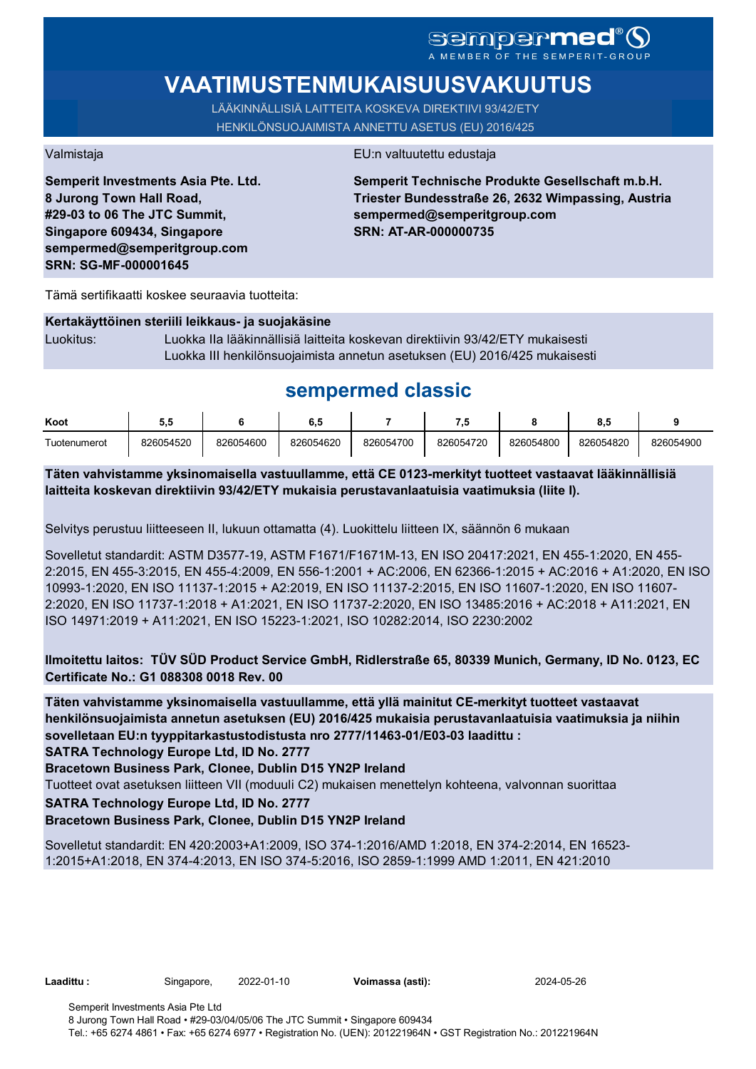sempermed®
A MEMBER OF THE SEMPERIT-GROUP

# VAATIMUSTENMUKAISUUSVAKUUTUS

LÄÄKINNÄLLISIÄ LAITTEITA KOSKEVA DIREKTIIVI 93/42/ETY
HENKILÖNSUOJAIMISTA ANNETTU ASETUS (EU) 2016/425

Valmistaja

**Semperit Investments Asia Pte. Ltd.**
**8 Jurong Town Hall Road,**
**#29-03 to 06 The JTC Summit,**
**Singapore 609434, Singapore**
**sempermed@semperitgroup.com**
**SRN: SG-MF-000001645**

EU:n valtuutettu edustaja

**Semperit Technische Produkte Gesellschaft m.b.H.**
**Triester Bundesstraße 26, 2632 Wimpassing, Austria**
**sempermed@semperitgroup.com**
**SRN: AT-AR-000000735**

Tämä sertifikaatti koskee seuraavia tuotteita:

**Kertakäyttöinen steriili leikkaus- ja suojakäsine**

Luokitus: Luokka IIa lääkinnällisiä laitteita koskevan direktiivin 93/42/ETY mukaisesti
Luokka III henkilönsuojaimista annetun asetuksen (EU) 2016/425 mukaisesti

## sempermed classic

| Koot | 5,5 | 6 | 6,5 | 7 | 7,5 | 8 | 8,5 | 9 |
|---|---|---|---|---|---|---|---|---|
| Tuotenumerot | 826054520 | 826054600 | 826054620 | 826054700 | 826054720 | 826054800 | 826054820 | 826054900 |

**Täten vahvistamme yksinomaisella vastuullamme, että CE 0123-merkityt tuotteet vastaavat lääkinnällisiä laitteita koskevan direktiivin 93/42/ETY mukaisia perustavanlaatuisia vaatimuksia (liite I).**

Selvitys perustuu liitteeseen II, lukuun ottamatta (4). Luokittelu liitteen IX, säännön 6 mukaan

Sovelletut standardit: ASTM D3577-19, ASTM F1671/F1671M-13, EN ISO 20417:2021, EN 455-1:2020, EN 455-2:2015, EN 455-3:2015, EN 455-4:2009, EN 556-1:2001 + AC:2006, EN 62366-1:2015 + AC:2016 + A1:2020, EN ISO 10993-1:2020, EN ISO 11137-1:2015 + A2:2019, EN ISO 11137-2:2015, EN ISO 11607-1:2020, EN ISO 11607-2:2020, EN ISO 11737-1:2018 + A1:2021, EN ISO 11737-2:2020, EN ISO 13485:2016 + AC:2018 + A11:2021, EN ISO 14971:2019 + A11:2021, EN ISO 15223-1:2021, ISO 10282:2014, ISO 2230:2002

**Ilmoitettu laitos: TÜV SÜD Product Service GmbH, Ridlerstraße 65, 80339 Munich, Germany, ID No. 0123, EC Certificate No.: G1 088308 0018 Rev. 00**

**Täten vahvistamme yksinomaisella vastuullamme, että yllä mainitut CE-merkityt tuotteet vastaavat henkilönsuojaimista annetun asetuksen (EU) 2016/425 mukaisia perustavanlaatuisia vaatimuksia ja niihin sovelletaan EU:n tyyppitarkastustodistusta nro 2777/11463-01/E03-03 laadittu :**
**SATRA Technology Europe Ltd, ID No. 2777**
**Bracetown Business Park, Clonee, Dublin D15 YN2P Ireland**
Tuotteet ovat asetuksen liitteen VII (moduuli C2) mukaisen menettelyn kohteena, valvonnan suorittaa
**SATRA Technology Europe Ltd, ID No. 2777**
**Bracetown Business Park, Clonee, Dublin D15 YN2P Ireland**

Sovelletut standardit: EN 420:2003+A1:2009, ISO 374-1:2016/AMD 1:2018, EN 374-2:2014, EN 16523-1:2015+A1:2018, EN 374-4:2013, EN ISO 374-5:2016, ISO 2859-1:1999 AMD 1:2011, EN 421:2010

**Laadittu :** Singapore, 2022-01-10 **Voimassa (asti):** 2024-05-26

Semperit Investments Asia Pte Ltd
8 Jurong Town Hall Road • #29-03/04/05/06 The JTC Summit • Singapore 609434
Tel.: +65 6274 4861 • Fax: +65 6274 6977 • Registration No. (UEN): 201221964N • GST Registration No.: 201221964N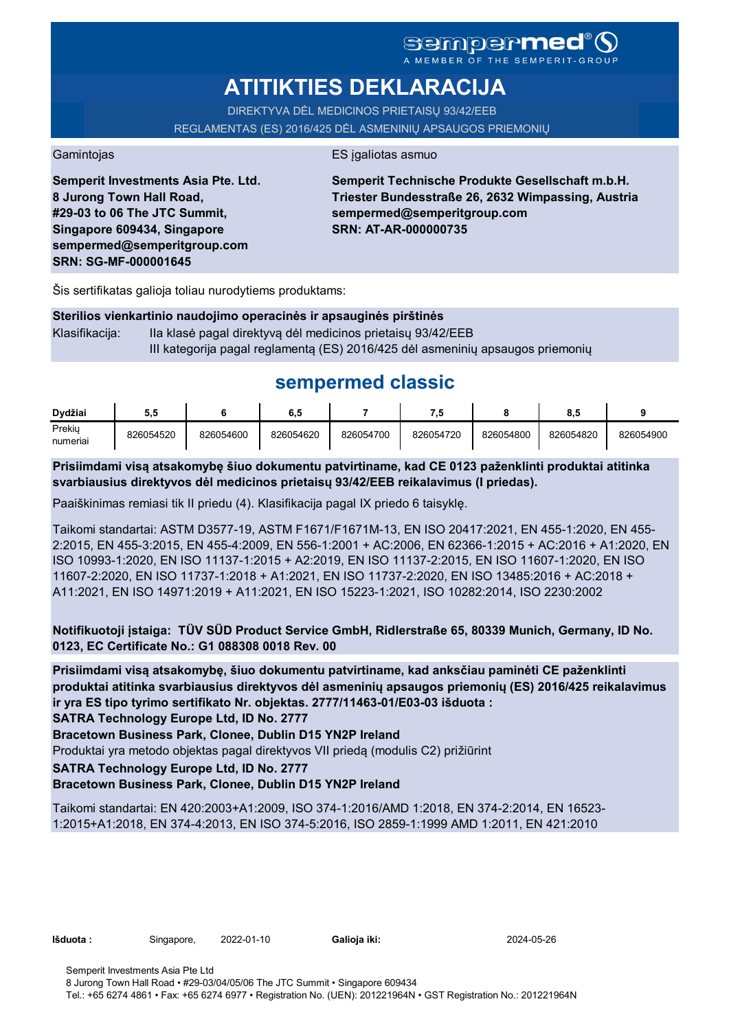sempermed®
A MEMBER OF THE SEMPERIT-GROUP

# ATITIKTIES DEKLARACIJA

DIREKTYVA DĖL MEDICINOS PRIETAISŲ 93/42/EEB
REGLAMENTAS (ES) 2016/425 DĖL ASMENINIŲ APSAUGOS PRIEMONIŲ

Gamintojas

**Semperit Investments Asia Pte. Ltd.**
**8 Jurong Town Hall Road,**
**#29-03 to 06 The JTC Summit,**
**Singapore 609434, Singapore**
**sempermed@semperitgroup.com**
**SRN: SG-MF-000001645**

ES įgaliotas asmuo

**Semperit Technische Produkte Gesellschaft m.b.H.**
**Triester Bundesstraße 26, 2632 Wimpassing, Austria**
**sempermed@semperitgroup.com**
**SRN: AT-AR-000000735**

Šis sertifikatas galioja toliau nurodytiems produktams:

**Sterilios vienkartinio naudojimo operacinės ir apsauginės pirštinės**

Klasifikacija: IIa klasė pagal direktyvą dėl medicinos prietaisų 93/42/EEB
III kategorija pagal reglamentą (ES) 2016/425 dėl asmeninių apsaugos priemonių

## sempermed classic

| **Dydžiai** | **5,5** | **6** | **6,5** | **7** | **7,5** | **8** | **8,5** | **9** |
|---|---|---|---|---|---|---|---|---|
| Prekių numeriai | 826054520 | 826054600 | 826054620 | 826054700 | 826054720 | 826054800 | 826054820 | 826054900 |

**Prisiimdami visą atsakomybę šiuo dokumentu patvirtiname, kad CE 0123 paženklinti produktai atitinka svarbiausius direktyvos dėl medicinos prietaisų 93/42/EEB reikalavimus (I priedas).**

Paaiškinimas remiasi tik II priedu (4). Klasifikacija pagal IX priedo 6 taisyklę.

Taikomi standartai: ASTM D3577-19, ASTM F1671/F1671M-13, EN ISO 20417:2021, EN 455-1:2020, EN 455-2:2015, EN 455-3:2015, EN 455-4:2009, EN 556-1:2001 + AC:2006, EN 62366-1:2015 + AC:2016 + A1:2020, EN ISO 10993-1:2020, EN ISO 11137-1:2015 + A2:2019, EN ISO 11137-2:2015, EN ISO 11607-1:2020, EN ISO 11607-2:2020, EN ISO 11737-1:2018 + A1:2021, EN ISO 11737-2:2020, EN ISO 13485:2016 + AC:2018 + A11:2021, EN ISO 14971:2019 + A11:2021, EN ISO 15223-1:2021, ISO 10282:2014, ISO 2230:2002

**Notifikuotoji įstaiga: TÜV SÜD Product Service GmbH, Ridlerstraße 65, 80339 Munich, Germany, ID No. 0123, EC Certificate No.: G1 088308 0018 Rev. 00**

**Prisiimdami visą atsakomybę, šiuo dokumentu patvirtiname, kad anksčiau paminėti CE paženklinti produktai atitinka svarbiausius direktyvos dėl asmeninių apsaugos priemonių (ES) 2016/425 reikalavimus ir yra ES tipo tyrimo sertifikato Nr. objektas. 2777/11463-01/E03-03 išduota :**
**SATRA Technology Europe Ltd, ID No. 2777**
**Bracetown Business Park, Clonee, Dublin D15 YN2P Ireland**
Produktai yra metodo objektas pagal direktyvos VII priedą (modulis C2) prižiūrint
**SATRA Technology Europe Ltd, ID No. 2777**
**Bracetown Business Park, Clonee, Dublin D15 YN2P Ireland**

Taikomi standartai: EN 420:2003+A1:2009, ISO 374-1:2016/AMD 1:2018, EN 374-2:2014, EN 16523-1:2015+A1:2018, EN 374-4:2013, EN ISO 374-5:2016, ISO 2859-1:1999 AMD 1:2011, EN 421:2010

**Išduota :** Singapore, 2022-01-10 **Galioja iki:** 2024-05-26

Semperit Investments Asia Pte Ltd
8 Jurong Town Hall Road • #29-03/04/05/06 The JTC Summit • Singapore 609434
Tel.: +65 6274 4861 • Fax: +65 6274 6977 • Registration No. (UEN): 201221964N • GST Registration No.: 201221964N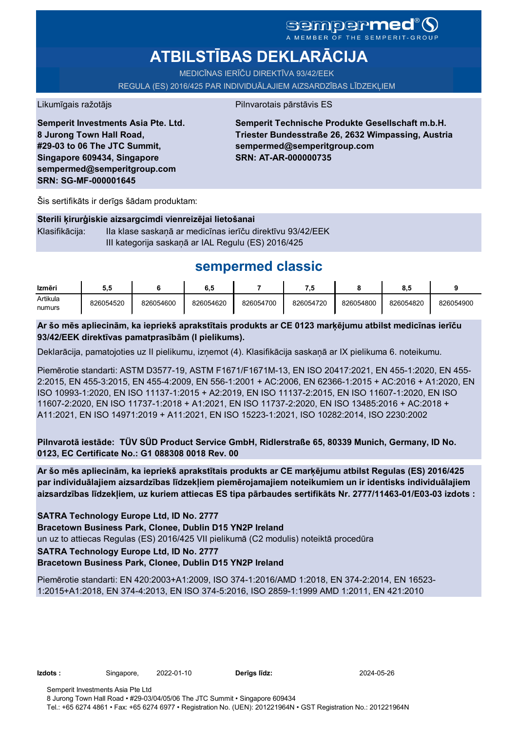sempermed®
A MEMBER OF THE SEMPERIT-GROUP

# ATBILSTĪBAS DEKLARĀCIJA

MEDICĪNAS IERĪČU DIREKTĪVA 93/42/EEK

REGULA (ES) 2016/425 PAR INDIVIDUĀLAJIEM AIZSARDZĪBAS LĪDZEKĻIEM

Likumīgais ražotājs

**Semperit Investments Asia Pte. Ltd.**
**8 Jurong Town Hall Road,**
**#29-03 to 06 The JTC Summit,**
**Singapore 609434, Singapore**
**sempermed@semperitgroup.com**
**SRN: SG-MF-000001645**

Pilnvarotais pārstāvis ES

**Semperit Technische Produkte Gesellschaft m.b.H.**
**Triester Bundesstraße 26, 2632 Wimpassing, Austria**
**sempermed@semperitgroup.com**
**SRN: AT-AR-000000735**

Šis sertifikāts ir derīgs šādam produktam:

**Sterili ķirurģiskie aizsargcimdi vienreizējai lietošanai**

Klasifikācija: IIa klase saskaņā ar medicīnas ierīču direktīvu 93/42/EEK
III kategorija saskaņā ar IAL Regulu (ES) 2016/425

## sempermed classic

| Izmēri | 5,5 | 6 | 6,5 | 7 | 7,5 | 8 | 8,5 | 9 |
|---|---|---|---|---|---|---|---|---|
| Artikula numurs | 826054520 | 826054600 | 826054620 | 826054700 | 826054720 | 826054800 | 826054820 | 826054900 |

**Ar šo mēs apliecinām, ka iepriekš aprakstītais produkts ar CE 0123 marķējumu atbilst medicīnas ierīču 93/42/EEK direktīvas pamatprasībām (I pielikums).**

Deklarācija, pamatojoties uz II pielikumu, izņemot (4). Klasifikācija saskaņā ar IX pielikuma 6. noteikumu.

Piemērotie standarti: ASTM D3577-19, ASTM F1671/F1671M-13, EN ISO 20417:2021, EN 455-1:2020, EN 455-2:2015, EN 455-3:2015, EN 455-4:2009, EN 556-1:2001 + AC:2006, EN 62366-1:2015 + AC:2016 + A1:2020, EN ISO 10993-1:2020, EN ISO 11137-1:2015 + A2:2019, EN ISO 11137-2:2015, EN ISO 11607-1:2020, EN ISO 11607-2:2020, EN ISO 11737-1:2018 + A1:2021, EN ISO 11737-2:2020, EN ISO 13485:2016 + AC:2018 + A11:2021, EN ISO 14971:2019 + A11:2021, EN ISO 15223-1:2021, ISO 10282:2014, ISO 2230:2002

**Pilnvarotā iestāde: TÜV SÜD Product Service GmbH, Ridlerstraße 65, 80339 Munich, Germany, ID No. 0123, EC Certificate No.: G1 088308 0018 Rev. 00**

**Ar šo mēs apliecinām, ka iepriekš aprakstītais produkts ar CE marķējumu atbilst Regulas (ES) 2016/425 par individuālajiem aizsardzības līdzekļiem piemērojamajiem noteikumiem un ir identisks individuālajiem aizsardzības līdzekļiem, uz kuriem attiecas ES tipa pārbaudes sertifikāts Nr. 2777/11463-01/E03-03 izdots :**

**SATRA Technology Europe Ltd, ID No. 2777**
**Bracetown Business Park, Clonee, Dublin D15 YN2P Ireland**
un uz to attiecas Regulas (ES) 2016/425 VII pielikumā (C2 modulis) noteiktā procedūra
**SATRA Technology Europe Ltd, ID No. 2777**
**Bracetown Business Park, Clonee, Dublin D15 YN2P Ireland**

Piemērotie standarti: EN 420:2003+A1:2009, ISO 374-1:2016/AMD 1:2018, EN 374-2:2014, EN 16523-1:2015+A1:2018, EN 374-4:2013, EN ISO 374-5:2016, ISO 2859-1:1999 AMD 1:2011, EN 421:2010

**Izdots :** Singapore, 2022-01-10 **Derīgs līdz:** 2024-05-26

Semperit Investments Asia Pte Ltd
8 Jurong Town Hall Road • #29-03/04/05/06 The JTC Summit • Singapore 609434
Tel.: +65 6274 4861 • Fax: +65 6274 6977 • Registration No. (UEN): 201221964N • GST Registration No.: 201221964N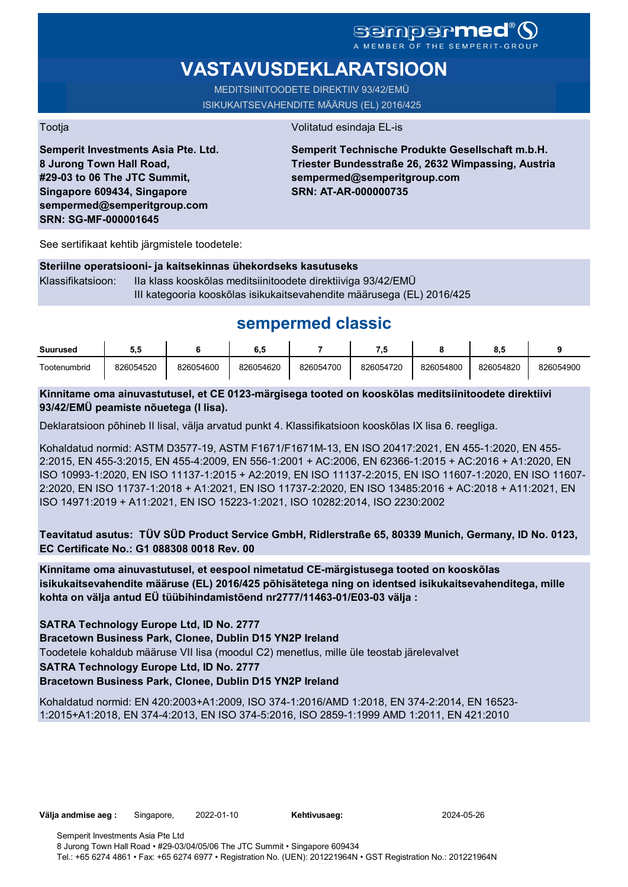sempermed®
A MEMBER OF THE SEMPERIT-GROUP

# VASTAVUSDEKLARATSIOON

MEDITSIINITOODETE DIREKTIIV 93/42/EMÜ

ISIKUKAITSEVAHENDITE MÄÄRUS (EL) 2016/425

Tootja

**Semperit Investments Asia Pte. Ltd.**
**8 Jurong Town Hall Road,**
**#29-03 to 06 The JTC Summit,**
**Singapore 609434, Singapore**
**sempermed@semperitgroup.com**
**SRN: SG-MF-000001645**

Volitatud esindaja EL-is

**Semperit Technische Produkte Gesellschaft m.b.H.**
**Triester Bundesstraße 26, 2632 Wimpassing, Austria**
**sempermed@semperitgroup.com**
**SRN: AT-AR-000000735**

See sertifikaat kehtib järgmistele toodetele:

**Steriilne operatsiooni- ja kaitsekinnas ühekordseks kasutuseks**

Klassifikatsioon: IIa klass kooskõlas meditsiinitoodete direktiiviga 93/42/EMÜ
III kategooria kooskõlas isikukaitsevahendite määrusega (EL) 2016/425

## sempermed classic

| Suurused | 5,5 | 6 | 6,5 | 7 | 7,5 | 8 | 8,5 | 9 |
|---|---|---|---|---|---|---|---|---|
| Tootenumbrid | 826054520 | 826054600 | 826054620 | 826054700 | 826054720 | 826054800 | 826054820 | 826054900 |

**Kinnitame oma ainuvastutusel, et CE 0123-märgisega tooted on kooskõlas meditsiinitoodete direktiivi 93/42/EMÜ peamiste nõuetega (I lisa).**

Deklaratsioon põhineb II lisal, välja arvatud punkt 4. Klassifikatsioon kooskõlas IX lisa 6. reegliga.

Kohaldatud normid: ASTM D3577-19, ASTM F1671/F1671M-13, EN ISO 20417:2021, EN 455-1:2020, EN 455-2:2015, EN 455-3:2015, EN 455-4:2009, EN 556-1:2001 + AC:2006, EN 62366-1:2015 + AC:2016 + A1:2020, EN ISO 10993-1:2020, EN ISO 11137-1:2015 + A2:2019, EN ISO 11137-2:2015, EN ISO 11607-1:2020, EN ISO 11607-2:2020, EN ISO 11737-1:2018 + A1:2021, EN ISO 11737-2:2020, EN ISO 13485:2016 + AC:2018 + A11:2021, EN ISO 14971:2019 + A11:2021, EN ISO 15223-1:2021, ISO 10282:2014, ISO 2230:2002

**Teavitatud asutus: TÜV SÜD Product Service GmbH, Ridlerstraße 65, 80339 Munich, Germany, ID No. 0123, EC Certificate No.: G1 088308 0018 Rev. 00**

**Kinnitame oma ainuvastutusel, et eespool nimetatud CE-märgistusega tooted on kooskõlas isikukaitsevahendite määruse (EL) 2016/425 põhisätetega ning on identsed isikukaitsevahenditega, mille kohta on välja antud EÜ tüübihindamistõend nr2777/11463-01/E03-03 välja :**

**SATRA Technology Europe Ltd, ID No. 2777**
**Bracetown Business Park, Clonee, Dublin D15 YN2P Ireland**
Toodetele kohaldub määruse VII lisa (moodul C2) menetlus, mille üle teostab järelevalvet
**SATRA Technology Europe Ltd, ID No. 2777**
**Bracetown Business Park, Clonee, Dublin D15 YN2P Ireland**

Kohaldatud normid: EN 420:2003+A1:2009, ISO 374-1:2016/AMD 1:2018, EN 374-2:2014, EN 16523-1:2015+A1:2018, EN 374-4:2013, EN ISO 374-5:2016, ISO 2859-1:1999 AMD 1:2011, EN 421:2010

**Välja andmise aeg :** Singapore, 2022-01-10 **Kehtivusaeg:** 2024-05-26

Semperit Investments Asia Pte Ltd
8 Jurong Town Hall Road • #29-03/04/05/06 The JTC Summit • Singapore 609434
Tel.: +65 6274 4861 • Fax: +65 6274 6977 • Registration No. (UEN): 201221964N • GST Registration No.: 201221964N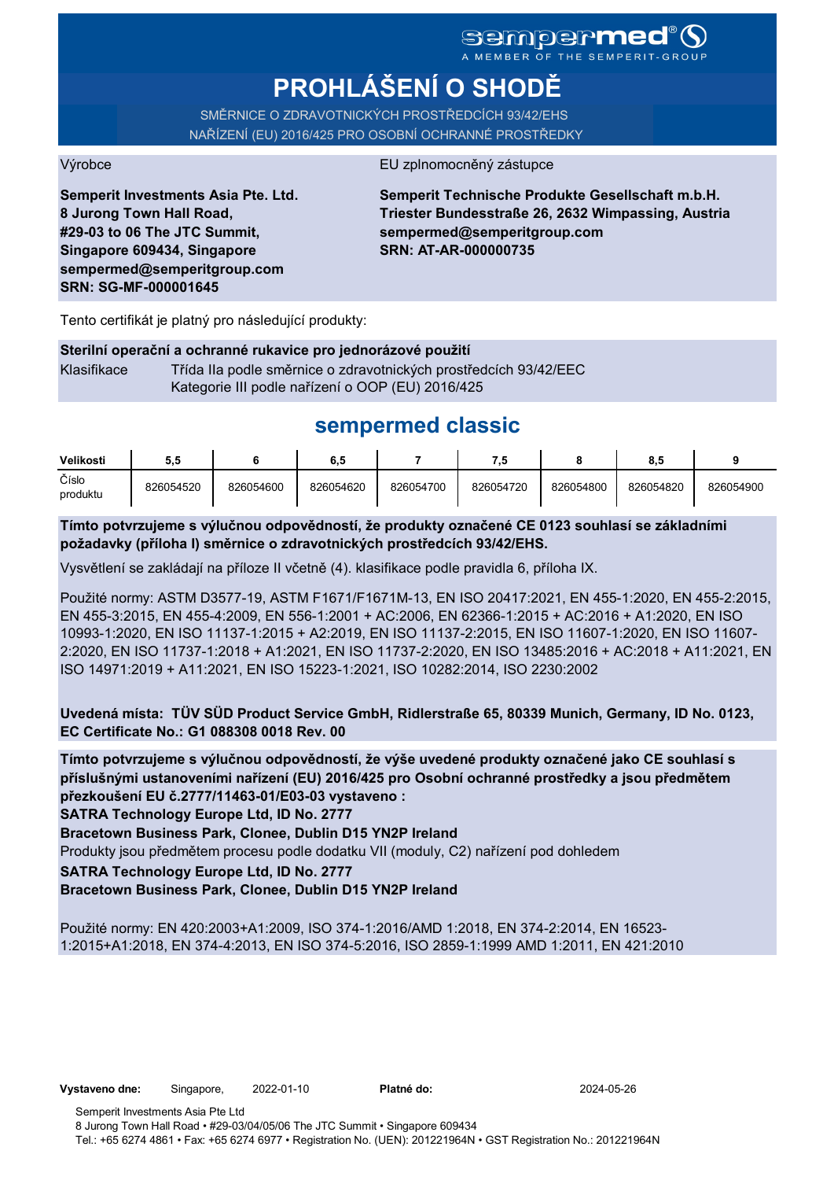sempermed®
A MEMBER OF THE SEMPERIT-GROUP

# PROHLÁŠENÍ O SHODĚ

SMĚRNICE O ZDRAVOTNICKÝCH PROSTŘEDCÍCH 93/42/EHS
NAŘÍZENÍ (EU) 2016/425 PRO OSOBNÍ OCHRANNÉ PROSTŘEDKY

Výrobce

**Semperit Investments Asia Pte. Ltd.**
**8 Jurong Town Hall Road,**
**#29-03 to 06 The JTC Summit,**
**Singapore 609434, Singapore**
**sempermed@semperitgroup.com**
**SRN: SG-MF-000001645**

EU zplnomocněný zástupce

**Semperit Technische Produkte Gesellschaft m.b.H.**
**Triester Bundesstraße 26, 2632 Wimpassing, Austria**
**sempermed@semperitgroup.com**
**SRN: AT-AR-000000735**

Tento certifikát je platný pro následující produkty:

**Sterilní operační a ochranné rukavice pro jednorázové použití**

Klasifikace Třída IIa podle směrnice o zdravotnických prostředcích 93/42/EEC
Kategorie III podle nařízení o OOP (EU) 2016/425

## sempermed classic

| Velikosti | 5,5 | 6 | 6,5 | 7 | 7,5 | 8 | 8,5 | 9 |
|---|---|---|---|---|---|---|---|---|
| Číslo produktu | 826054520 | 826054600 | 826054620 | 826054700 | 826054720 | 826054800 | 826054820 | 826054900 |

**Tímto potvrzujeme s výlučnou odpovědností, že produkty označené CE 0123 souhlasí se základními požadavky (příloha I) směrnice o zdravotnických prostředcích 93/42/EHS.**

Vysvětlení se zakládají na příloze II včetně (4). klasifikace podle pravidla 6, příloha IX.

Použité normy: ASTM D3577-19, ASTM F1671/F1671M-13, EN ISO 20417:2021, EN 455-1:2020, EN 455-2:2015, EN 455-3:2015, EN 455-4:2009, EN 556-1:2001 + AC:2006, EN 62366-1:2015 + AC:2016 + A1:2020, EN ISO 10993-1:2020, EN ISO 11137-1:2015 + A2:2019, EN ISO 11137-2:2015, EN ISO 11607-1:2020, EN ISO 11607-2:2020, EN ISO 11737-1:2018 + A1:2021, EN ISO 11737-2:2020, EN ISO 13485:2016 + AC:2018 + A11:2021, EN ISO 14971:2019 + A11:2021, EN ISO 15223-1:2021, ISO 10282:2014, ISO 2230:2002

**Uvedená místa: TÜV SÜD Product Service GmbH, Ridlerstraße 65, 80339 Munich, Germany, ID No. 0123, EC Certificate No.: G1 088308 0018 Rev. 00**

**Tímto potvrzujeme s výlučnou odpovědností, že výše uvedené produkty označené jako CE souhlasí s příslušnými ustanoveními nařízení (EU) 2016/425 pro Osobní ochranné prostředky a jsou předmětem přezkoušení EU č.2777/11463-01/E03-03 vystaveno :**
**SATRA Technology Europe Ltd, ID No. 2777**
**Bracetown Business Park, Clonee, Dublin D15 YN2P Ireland**
Produkty jsou předmětem procesu podle dodatku VII (moduly, C2) nařízení pod dohledem
**SATRA Technology Europe Ltd, ID No. 2777**
**Bracetown Business Park, Clonee, Dublin D15 YN2P Ireland**

Použité normy: EN 420:2003+A1:2009, ISO 374-1:2016/AMD 1:2018, EN 374-2:2014, EN 16523-1:2015+A1:2018, EN 374-4:2013, EN ISO 374-5:2016, ISO 2859-1:1999 AMD 1:2011, EN 421:2010

**Vystaveno dne:** Singapore, 2022-01-10 **Platné do:** 2024-05-26

Semperit Investments Asia Pte Ltd
8 Jurong Town Hall Road • #29-03/04/05/06 The JTC Summit • Singapore 609434
Tel.: +65 6274 4861 • Fax: +65 6274 6977 • Registration No. (UEN): 201221964N • GST Registration No.: 201221964N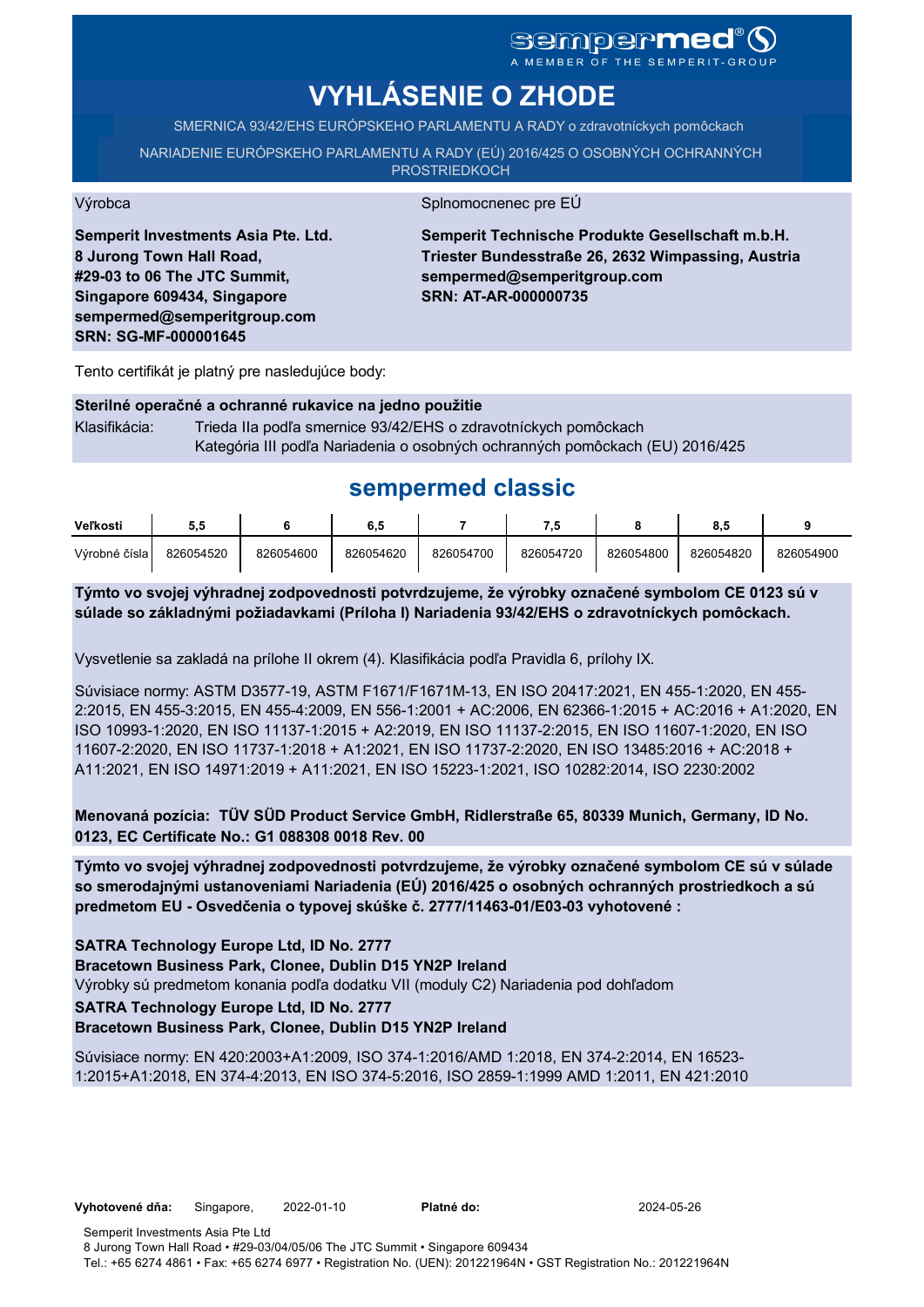sempermed®
A MEMBER OF THE SEMPERIT-GROUP

# VYHLÁSENIE O ZHODE

SMERNICA 93/42/EHS EURÓPSKEHO PARLAMENTU A RADY o zdravotníckych pomôckach

NARIADENIE EURÓPSKEHO PARLAMENTU A RADY (EÚ) 2016/425 O OSOBNÝCH OCHRANNÝCH PROSTRIEDKOCH

Výrobca

**Semperit Investments Asia Pte. Ltd.**
**8 Jurong Town Hall Road,**
**#29-03 to 06 The JTC Summit,**
**Singapore 609434, Singapore**
**sempermed@semperitgroup.com**
**SRN: SG-MF-000001645**

Splnomocnenec pre EÚ

**Semperit Technische Produkte Gesellschaft m.b.H.**
**Triester Bundesstraße 26, 2632 Wimpassing, Austria**
**sempermed@semperitgroup.com**
**SRN: AT-AR-000000735**

Tento certifikát je platný pre nasledujúce body:

**Sterilné operačné a ochranné rukavice na jedno použitie**

Klasifikácia: Trieda IIa podľa smernice 93/42/EHS o zdravotníckych pomôckach
Kategória III podľa Nariadenia o osobných ochranných pomôckach (EU) 2016/425

## sempermed classic

| Veľkosti | 5,5 | 6 | 6,5 | 7 | 7,5 | 8 | 8,5 | 9 |
|---|---|---|---|---|---|---|---|---|
| Výrobné čísla | 826054520 | 826054600 | 826054620 | 826054700 | 826054720 | 826054800 | 826054820 | 826054900 |

**Týmto vo svojej výhradnej zodpovednosti potvrdzujeme, že výrobky označené symbolom CE 0123 sú v súlade so základnými požiadavkami (Príloha I) Nariadenia 93/42/EHS o zdravotníckych pomôckach.**

Vysvetlenie sa zakladá na prílohe II okrem (4). Klasifikácia podľa Pravidla 6, prílohy IX.

Súvisiace normy: ASTM D3577-19, ASTM F1671/F1671M-13, EN ISO 20417:2021, EN 455-1:2020, EN 455-2:2015, EN 455-3:2015, EN 455-4:2009, EN 556-1:2001 + AC:2006, EN 62366-1:2015 + AC:2016 + A1:2020, EN ISO 10993-1:2020, EN ISO 11137-1:2015 + A2:2019, EN ISO 11137-2:2015, EN ISO 11607-1:2020, EN ISO 11607-2:2020, EN ISO 11737-1:2018 + A1:2021, EN ISO 11737-2:2020, EN ISO 13485:2016 + AC:2018 + A11:2021, EN ISO 14971:2019 + A11:2021, EN ISO 15223-1:2021, ISO 10282:2014, ISO 2230:2002

**Menovaná pozícia: TÜV SÜD Product Service GmbH, Ridlerstraße 65, 80339 Munich, Germany, ID No. 0123, EC Certificate No.: G1 088308 0018 Rev. 00**

**Týmto vo svojej výhradnej zodpovednosti potvrdzujeme, že výrobky označené symbolom CE sú v súlade so smerodajnými ustanoveniami Nariadenia (EÚ) 2016/425 o osobných ochranných prostriedkoch a sú predmetom EU - Osvedčenia o typovej skúške č. 2777/11463-01/E03-03 vyhotovené :**

**SATRA Technology Europe Ltd, ID No. 2777**
**Bracetown Business Park, Clonee, Dublin D15 YN2P Ireland**
Výrobky sú predmetom konania podľa dodatku VII (moduly C2) Nariadenia pod dohľadom
**SATRA Technology Europe Ltd, ID No. 2777**
**Bracetown Business Park, Clonee, Dublin D15 YN2P Ireland**

Súvisiace normy: EN 420:2003+A1:2009, ISO 374-1:2016/AMD 1:2018, EN 374-2:2014, EN 16523-1:2015+A1:2018, EN 374-4:2013, EN ISO 374-5:2016, ISO 2859-1:1999 AMD 1:2011, EN 421:2010

**Vyhotovené dňa:** Singapore, 2022-01-10 **Platné do:** 2024-05-26

Semperit Investments Asia Pte Ltd
8 Jurong Town Hall Road • #29-03/04/05/06 The JTC Summit • Singapore 609434
Tel.: +65 6274 4861 • Fax: +65 6274 6977 • Registration No. (UEN): 201221964N • GST Registration No.: 201221964N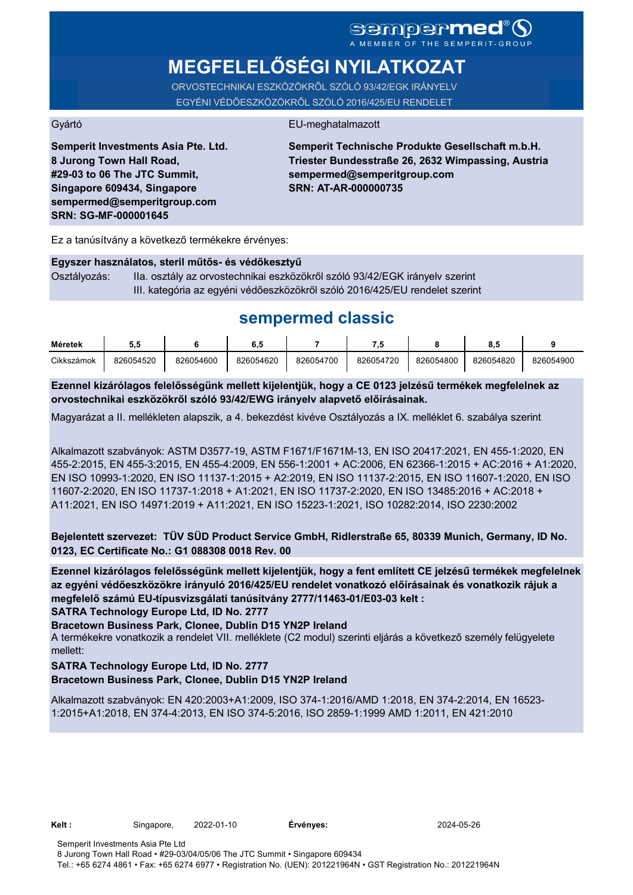sempermed®
A MEMBER OF THE SEMPERIT-GROUP

# MEGFELELŐSÉGI NYILATKOZAT

ORVOSTECHNIKAI ESZKÖZÖKRŐL SZÓLÓ 93/42/EGK IRÁNYELV
EGYÉNI VÉDŐESZKÖZÖKRŐL SZÓLÓ 2016/425/EU RENDELET

Gyártó

**Semperit Investments Asia Pte. Ltd.**
**8 Jurong Town Hall Road,**
**#29-03 to 06 The JTC Summit,**
**Singapore 609434, Singapore**
**sempermed@semperitgroup.com**
**SRN: SG-MF-000001645**

EU-meghatalmazott

**Semperit Technische Produkte Gesellschaft m.b.H.**
**Triester Bundesstraße 26, 2632 Wimpassing, Austria**
**sempermed@semperitgroup.com**
**SRN: AT-AR-000000735**

Ez a tanúsítvány a következő termékekre érvényes:

**Egyszer használatos, steril műtős- és védőkesztyű**

Osztályozás: IIa. osztály az orvostechnikai eszközökről szóló 93/42/EGK irányelv szerint
III. kategória az egyéni védőeszközökről szóló 2016/425/EU rendelet szerint

## sempermed classic

| Méretek | 5,5 | 6 | 6,5 | 7 | 7,5 | 8 | 8,5 | 9 |
|---|---|---|---|---|---|---|---|---|
| Cikkszámok | 826054520 | 826054600 | 826054620 | 826054700 | 826054720 | 826054800 | 826054820 | 826054900 |

**Ezennel kizárólagos felelősségünk mellett kijelentjük, hogy a CE 0123 jelzésű termékek megfelelnek az orvostechnikai eszközökről szóló 93/42/EWG irányelv alapvető előírásainak.**

Magyarázat a II. mellékleten alapszik, a 4. bekezdést kivéve Osztályozás a IX. melléklet 6. szabálya szerint

Alkalmazott szabványok: ASTM D3577-19, ASTM F1671/F1671M-13, EN ISO 20417:2021, EN 455-1:2020, EN 455-2:2015, EN 455-3:2015, EN 455-4:2009, EN 556-1:2001 + AC:2006, EN 62366-1:2015 + AC:2016 + A1:2020, EN ISO 10993-1:2020, EN ISO 11137-1:2015 + A2:2019, EN ISO 11137-2:2015, EN ISO 11607-1:2020, EN ISO 11607-2:2020, EN ISO 11737-1:2018 + A1:2021, EN ISO 11737-2:2020, EN ISO 13485:2016 + AC:2018 + A11:2021, EN ISO 14971:2019 + A11:2021, EN ISO 15223-1:2021, ISO 10282:2014, ISO 2230:2002

**Bejelentett szervezet: TÜV SÜD Product Service GmbH, Ridlerstraße 65, 80339 Munich, Germany, ID No. 0123, EC Certificate No.: G1 088308 0018 Rev. 00**

**Ezennel kizárólagos felelősségünk mellett kijelentjük, hogy a fent említett CE jelzésű termékek megfelelnek az egyéni védőeszközökre irányuló 2016/425/EU rendelet vonatkozó előírásainak és vonatkozik rájuk a megfelelő számú EU-típusvizsgálati tanúsítvány 2777/11463-01/E03-03 kelt :**
**SATRA Technology Europe Ltd, ID No. 2777**
**Bracetown Business Park, Clonee, Dublin D15 YN2P Ireland**
A termékekre vonatkozik a rendelet VII. melléklete (C2 modul) szerinti eljárás a következő személy felügyelete mellett:

**SATRA Technology Europe Ltd, ID No. 2777**
**Bracetown Business Park, Clonee, Dublin D15 YN2P Ireland**

Alkalmazott szabványok: EN 420:2003+A1:2009, ISO 374-1:2016/AMD 1:2018, EN 374-2:2014, EN 16523-1:2015+A1:2018, EN 374-4:2013, EN ISO 374-5:2016, ISO 2859-1:1999 AMD 1:2011, EN 421:2010

**Kelt :** Singapore, 2022-01-10 **Érvényes:** 2024-05-26

Semperit Investments Asia Pte Ltd
8 Jurong Town Hall Road • #29-03/04/05/06 The JTC Summit • Singapore 609434
Tel.: +65 6274 4861 • Fax: +65 6274 6977 • Registration No. (UEN): 201221964N • GST Registration No.: 201221964N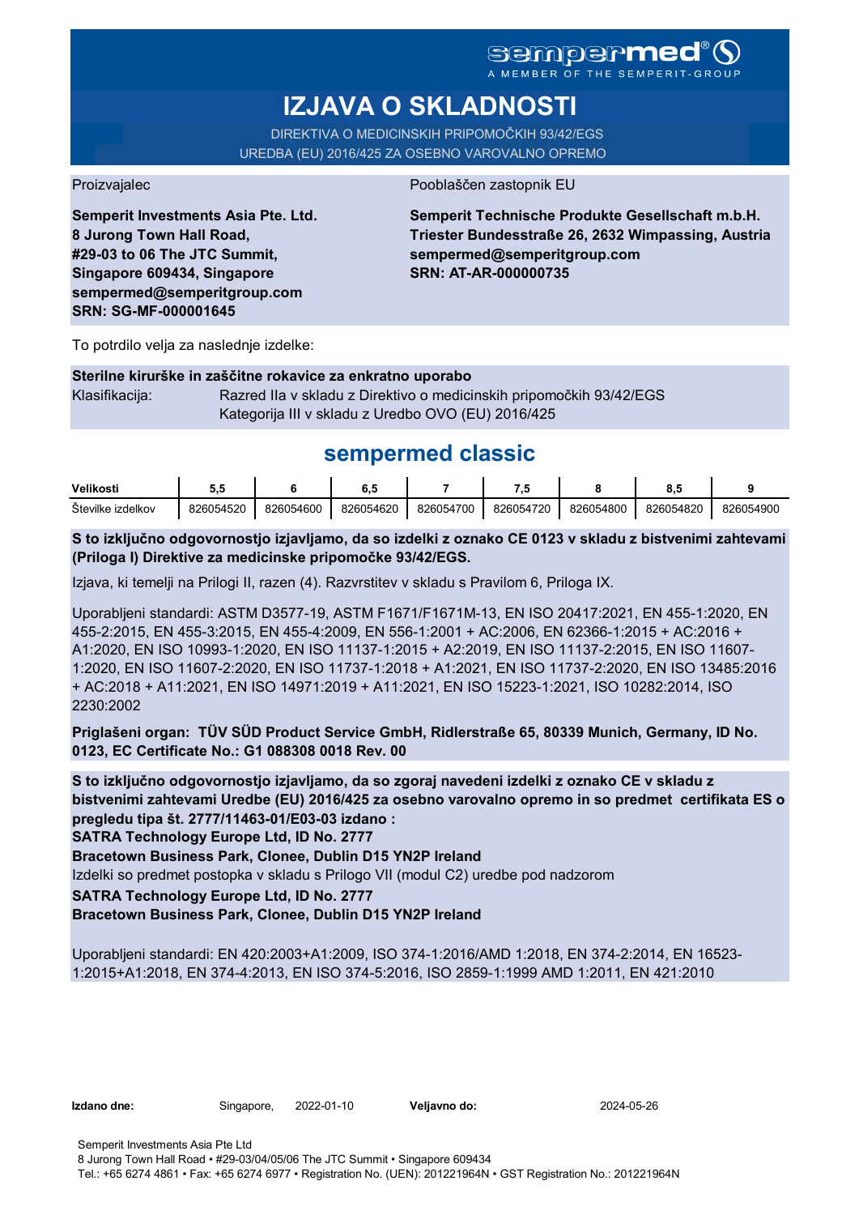sempermed®
A MEMBER OF THE SEMPERIT-GROUP

# IZJAVA O SKLADNOSTI

DIREKTIVA O MEDICINSKIH PRIPOMOČKIH 93/42/EGS
UREDBA (EU) 2016/425 ZA OSEBNO VAROVALNO OPREMO

Proizvajalec

**Semperit Investments Asia Pte. Ltd.**
**8 Jurong Town Hall Road,**
**#29-03 to 06 The JTC Summit,**
**Singapore 609434, Singapore**
**sempermed@semperitgroup.com**
**SRN: SG-MF-000001645**

Pooblaščen zastopnik EU

**Semperit Technische Produkte Gesellschaft m.b.H.**
**Triester Bundesstraße 26, 2632 Wimpassing, Austria**
**sempermed@semperitgroup.com**
**SRN: AT-AR-000000735**

To potrdilo velja za naslednje izdelke:

**Sterilne kirurške in zaščitne rokavice za enkratno uporabo**

Klasifikacija: Razred IIa v skladu z Direktivo o medicinskih pripomočkih 93/42/EGS
Kategorija III v skladu z Uredbo OVO (EU) 2016/425

## sempermed classic

| Velikosti | 5,5 | 6 | 6,5 | 7 | 7,5 | 8 | 8,5 | 9 |
|---|---|---|---|---|---|---|---|---|
| Številke izdelkov | 826054520 | 826054600 | 826054620 | 826054700 | 826054720 | 826054800 | 826054820 | 826054900 |

**S to izključno odgovornostjo izjavljamo, da so izdelki z oznako CE 0123 v skladu z bistvenimi zahtevami (Priloga I) Direktive za medicinske pripomočke 93/42/EGS.**

Izjava, ki temelji na Prilogi II, razen (4). Razvrstitev v skladu s Pravilom 6, Priloga IX.

Uporabljeni standardi: ASTM D3577-19, ASTM F1671/F1671M-13, EN ISO 20417:2021, EN 455-1:2020, EN 455-2:2015, EN 455-3:2015, EN 455-4:2009, EN 556-1:2001 + AC:2006, EN 62366-1:2015 + AC:2016 + A1:2020, EN ISO 10993-1:2020, EN ISO 11137-1:2015 + A2:2019, EN ISO 11137-2:2015, EN ISO 11607-1:2020, EN ISO 11607-2:2020, EN ISO 11737-1:2018 + A1:2021, EN ISO 11737-2:2020, EN ISO 13485:2016 + AC:2018 + A11:2021, EN ISO 14971:2019 + A11:2021, EN ISO 15223-1:2021, ISO 10282:2014, ISO 2230:2002

**Priglašeni organ: TÜV SÜD Product Service GmbH, Ridlerstraße 65, 80339 Munich, Germany, ID No. 0123, EC Certificate No.: G1 088308 0018 Rev. 00**

**S to izključno odgovornostjo izjavljamo, da so zgoraj navedeni izdelki z oznako CE v skladu z bistvenimi zahtevami Uredbe (EU) 2016/425 za osebno varovalno opremo in so predmet certifikata ES o pregledu tipa št. 2777/11463-01/E03-03 izdano :**
**SATRA Technology Europe Ltd, ID No. 2777**
**Bracetown Business Park, Clonee, Dublin D15 YN2P Ireland**
Izdelki so predmet postopka v skladu s Prilogo VII (modul C2) uredbe pod nadzorom
**SATRA Technology Europe Ltd, ID No. 2777**
**Bracetown Business Park, Clonee, Dublin D15 YN2P Ireland**

Uporabljeni standardi: EN 420:2003+A1:2009, ISO 374-1:2016/AMD 1:2018, EN 374-2:2014, EN 16523-1:2015+A1:2018, EN 374-4:2013, EN ISO 374-5:2016, ISO 2859-1:1999 AMD 1:2011, EN 421:2010

**Izdano dne:** Singapore, 2022-01-10 **Veljavno do:** 2024-05-26

Semperit Investments Asia Pte Ltd
8 Jurong Town Hall Road • #29-03/04/05/06 The JTC Summit • Singapore 609434
Tel.: +65 6274 4861 • Fax: +65 6274 6977 • Registration No. (UEN): 201221964N • GST Registration No.: 201221964N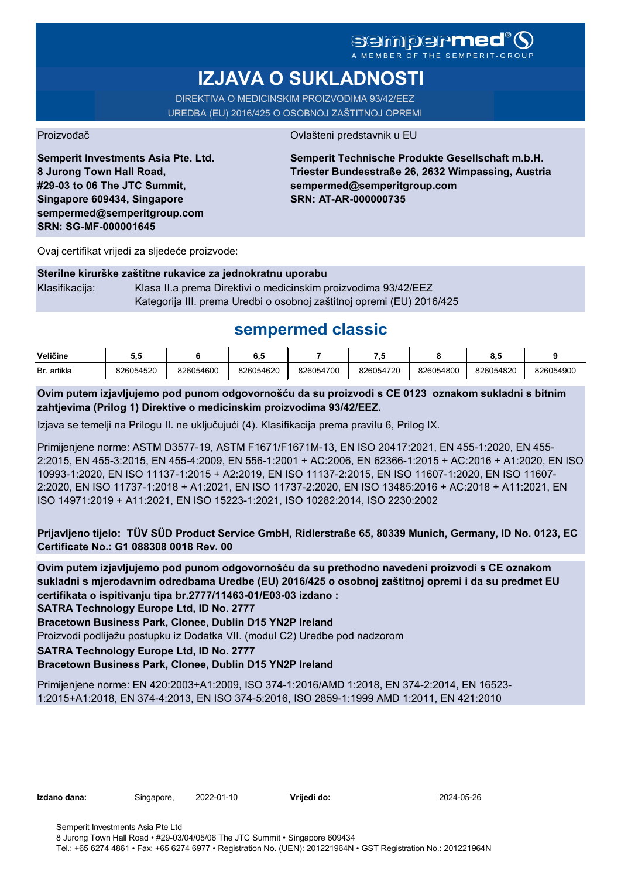sempermed®
A MEMBER OF THE SEMPERIT-GROUP

# IZJAVA O SUKLADNOSTI

DIREKTIVA O MEDICINSKIM PROIZVODIMA 93/42/EEZ
UREDBA (EU) 2016/425 O OSOBNOJ ZAŠTITNOJ OPREMI

Proizvođač

**Semperit Investments Asia Pte. Ltd.**
**8 Jurong Town Hall Road,**
**#29-03 to 06 The JTC Summit,**
**Singapore 609434, Singapore**
**sempermed@semperitgroup.com**
**SRN: SG-MF-000001645**

Ovlašteni predstavnik u EU

**Semperit Technische Produkte Gesellschaft m.b.H.**
**Triester Bundesstraße 26, 2632 Wimpassing, Austria**
**sempermed@semperitgroup.com**
**SRN: AT-AR-000000735**

Ovaj certifikat vrijedi za sljedeće proizvode:

**Sterilne kirurške zaštitne rukavice za jednokratnu uporabu**

Klasifikacija: Klasa II.a prema Direktivi o medicinskim proizvodima 93/42/EEZ
Kategorija III. prema Uredbi o osobnoj zaštitnoj opremi (EU) 2016/425

## sempermed classic

| Veličine | 5,5 | 6 | 6,5 | 7 | 7,5 | 8 | 8,5 | 9 |
|---|---|---|---|---|---|---|---|---|
| Br. artikla | 826054520 | 826054600 | 826054620 | 826054700 | 826054720 | 826054800 | 826054820 | 826054900 |

**Ovim putem izjavljujemo pod punom odgovornošću da su proizvodi s CE 0123 oznakom sukladni s bitnim zahtjevima (Prilog 1) Direktive o medicinskim proizvodima 93/42/EEZ.**

Izjava se temelji na Prilogu II. ne uključujući (4). Klasifikacija prema pravilu 6, Prilog IX.

Primijenjene norme: ASTM D3577-19, ASTM F1671/F1671M-13, EN ISO 20417:2021, EN 455-1:2020, EN 455-2:2015, EN 455-3:2015, EN 455-4:2009, EN 556-1:2001 + AC:2006, EN 62366-1:2015 + AC:2016 + A1:2020, EN ISO 10993-1:2020, EN ISO 11137-1:2015 + A2:2019, EN ISO 11137-2:2015, EN ISO 11607-1:2020, EN ISO 11607-2:2020, EN ISO 11737-1:2018 + A1:2021, EN ISO 11737-2:2020, EN ISO 13485:2016 + AC:2018 + A11:2021, EN ISO 14971:2019 + A11:2021, EN ISO 15223-1:2021, ISO 10282:2014, ISO 2230:2002

**Prijavljeno tijelo: TÜV SÜD Product Service GmbH, Ridlerstraße 65, 80339 Munich, Germany, ID No. 0123, EC Certificate No.: G1 088308 0018 Rev. 00**

**Ovim putem izjavljujemo pod punom odgovornošću da su prethodno navedeni proizvodi s CE oznakom sukladni s mjerodavnim odredbama Uredbe (EU) 2016/425 o osobnoj zaštitnoj opremi i da su predmet EU certifikata o ispitivanju tipa br.2777/11463-01/E03-03 izdano :**
**SATRA Technology Europe Ltd, ID No. 2777**
**Bracetown Business Park, Clonee, Dublin D15 YN2P Ireland**
Proizvodi podliježu postupku iz Dodatka VII. (modul C2) Uredbe pod nadzorom
**SATRA Technology Europe Ltd, ID No. 2777**
**Bracetown Business Park, Clonee, Dublin D15 YN2P Ireland**

Primijenjene norme: EN 420:2003+A1:2009, ISO 374-1:2016/AMD 1:2018, EN 374-2:2014, EN 16523-1:2015+A1:2018, EN 374-4:2013, EN ISO 374-5:2016, ISO 2859-1:1999 AMD 1:2011, EN 421:2010

**Izdano dana:** Singapore, 2022-01-10 **Vrijedi do:** 2024-05-26

Semperit Investments Asia Pte Ltd
8 Jurong Town Hall Road • #29-03/04/05/06 The JTC Summit • Singapore 609434
Tel.: +65 6274 4861 • Fax: +65 6274 6977 • Registration No. (UEN): 201221964N • GST Registration No.: 201221964N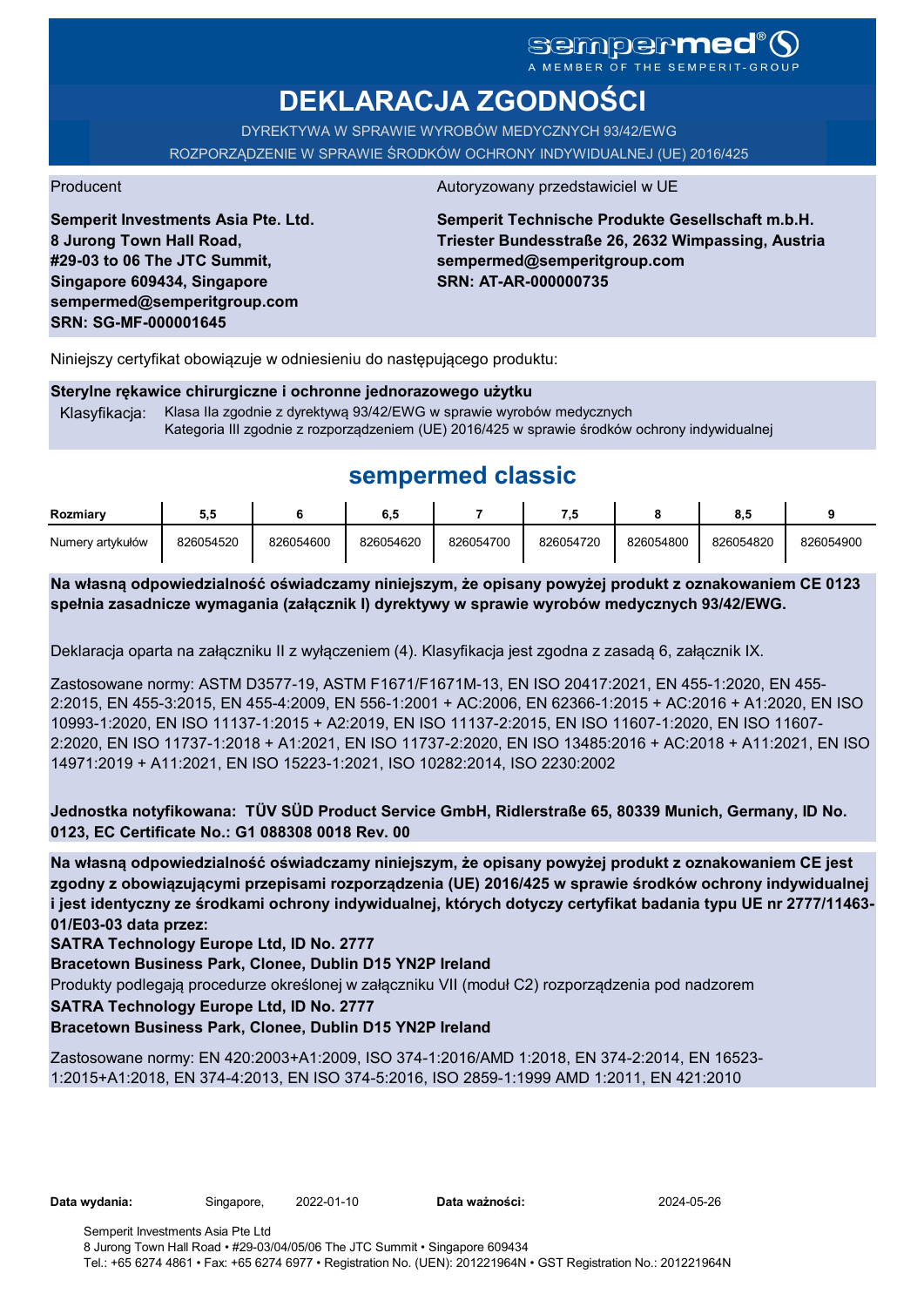sempermed®
A MEMBER OF THE SEMPERIT-GROUP

# DEKLARACJA ZGODNOŚCI

DYREKTYWA W SPRAWIE WYROBÓW MEDYCZNYCH 93/42/EWG
ROZPORZĄDZENIE W SPRAWIE ŚRODKÓW OCHRONY INDYWIDUALNEJ (UE) 2016/425

Producent

**Semperit Investments Asia Pte. Ltd.**
**8 Jurong Town Hall Road,**
**#29-03 to 06 The JTC Summit,**
**Singapore 609434, Singapore**
**sempermed@semperitgroup.com**
**SRN: SG-MF-000001645**

Autoryzowany przedstawiciel w UE

**Semperit Technische Produkte Gesellschaft m.b.H.**
**Triester Bundesstraße 26, 2632 Wimpassing, Austria**
**sempermed@semperitgroup.com**
**SRN: AT-AR-000000735**

Niniejszy certyfikat obowiązuje w odniesieniu do następującego produktu:

**Sterylne rękawice chirurgiczne i ochronne jednorazowego użytku**

Klasyfikacja: Klasa IIa zgodnie z dyrektywą 93/42/EWG w sprawie wyrobów medycznych
Kategoria III zgodnie z rozporządzeniem (UE) 2016/425 w sprawie środków ochrony indywidualnej

## sempermed classic

| Rozmiary | 5,5 | 6 | 6,5 | 7 | 7,5 | 8 | 8,5 | 9 |
|---|---|---|---|---|---|---|---|---|
| Numery artykułów | 826054520 | 826054600 | 826054620 | 826054700 | 826054720 | 826054800 | 826054820 | 826054900 |

**Na własną odpowiedzialność oświadczamy niniejszym, że opisany powyżej produkt z oznakowaniem CE 0123 spełnia zasadnicze wymagania (załącznik I) dyrektywy w sprawie wyrobów medycznych 93/42/EWG.**

Deklaracja oparta na załączniku II z wyłączeniem (4). Klasyfikacja jest zgodna z zasadą 6, załącznik IX.

Zastosowane normy: ASTM D3577-19, ASTM F1671/F1671M-13, EN ISO 20417:2021, EN 455-1:2020, EN 455-2:2015, EN 455-3:2015, EN 455-4:2009, EN 556-1:2001 + AC:2006, EN 62366-1:2015 + AC:2016 + A1:2020, EN ISO 10993-1:2020, EN ISO 11137-1:2015 + A2:2019, EN ISO 11137-2:2015, EN ISO 11607-1:2020, EN ISO 11607-2:2020, EN ISO 11737-1:2018 + A1:2021, EN ISO 11737-2:2020, EN ISO 13485:2016 + AC:2018 + A11:2021, EN ISO 14971:2019 + A11:2021, EN ISO 15223-1:2021, ISO 10282:2014, ISO 2230:2002

**Jednostka notyfikowana: TÜV SÜD Product Service GmbH, Ridlerstraße 65, 80339 Munich, Germany, ID No. 0123, EC Certificate No.: G1 088308 0018 Rev. 00**

**Na własną odpowiedzialność oświadczamy niniejszym, że opisany powyżej produkt z oznakowaniem CE jest zgodny z obowiązującymi przepisami rozporządzenia (UE) 2016/425 w sprawie środków ochrony indywidualnej i jest identyczny ze środkami ochrony indywidualnej, których dotyczy certyfikat badania typu UE nr 2777/11463-01/E03-03 data przez:**
**SATRA Technology Europe Ltd, ID No. 2777**
**Bracetown Business Park, Clonee, Dublin D15 YN2P Ireland**
Produkty podlegają procedurze określonej w załączniku VII (moduł C2) rozporządzenia pod nadzorem
**SATRA Technology Europe Ltd, ID No. 2777**
**Bracetown Business Park, Clonee, Dublin D15 YN2P Ireland**

Zastosowane normy: EN 420:2003+A1:2009, ISO 374-1:2016/AMD 1:2018, EN 374-2:2014, EN 16523-1:2015+A1:2018, EN 374-4:2013, EN ISO 374-5:2016, ISO 2859-1:1999 AMD 1:2011, EN 421:2010

**Data wydania:** Singapore, 2022-01-10 **Data ważności:** 2024-05-26

Semperit Investments Asia Pte Ltd
8 Jurong Town Hall Road • #29-03/04/05/06 The JTC Summit • Singapore 609434
Tel.: +65 6274 4861 • Fax: +65 6274 6977 • Registration No. (UEN): 201221964N • GST Registration No.: 201221964N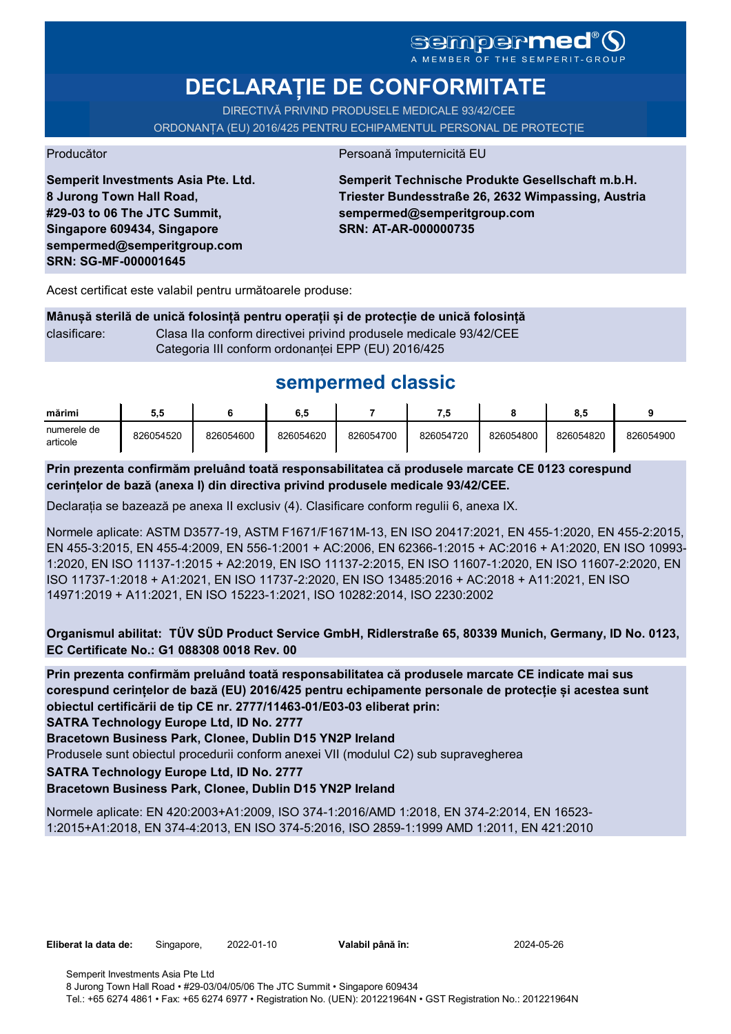sempermed®
A MEMBER OF THE SEMPERIT-GROUP

# DECLARAȚIE DE CONFORMITATE

DIRECTIVĂ PRIVIND PRODUSELE MEDICALE 93/42/CEE
ORDONANȚA (EU) 2016/425 PENTRU ECHIPAMENTUL PERSONAL DE PROTECȚIE

Producător

**Semperit Investments Asia Pte. Ltd.**
**8 Jurong Town Hall Road,**
**#29-03 to 06 The JTC Summit,**
**Singapore 609434, Singapore**
**sempermed@semperitgroup.com**
**SRN: SG-MF-000001645**

Persoană împuternicită EU

**Semperit Technische Produkte Gesellschaft m.b.H.**
**Triester Bundesstraße 26, 2632 Wimpassing, Austria**
**sempermed@semperitgroup.com**
**SRN: AT-AR-000000735**

Acest certificat este valabil pentru următoarele produse:

**Mânușă sterilă de unică folosință pentru operații și de protecție de unică folosință**

clasificare: Clasa IIa conform directivei privind produsele medicale 93/42/CEE
Categoria III conform ordonanței EPP (EU) 2016/425

## sempermed classic

| mărimi | 5,5 | 6 | 6,5 | 7 | 7,5 | 8 | 8,5 | 9 |
|---|---|---|---|---|---|---|---|---|
| numerele de articole | 826054520 | 826054600 | 826054620 | 826054700 | 826054720 | 826054800 | 826054820 | 826054900 |

**Prin prezenta confirmăm preluând toată responsabilitatea că produsele marcate CE 0123 corespund cerințelor de bază (anexa I) din directiva privind produsele medicale 93/42/CEE.**

Declarația se bazează pe anexa II exclusiv (4). Clasificare conform regulii 6, anexa IX.

Normele aplicate: ASTM D3577-19, ASTM F1671/F1671M-13, EN ISO 20417:2021, EN 455-1:2020, EN 455-2:2015, EN 455-3:2015, EN 455-4:2009, EN 556-1:2001 + AC:2006, EN 62366-1:2015 + AC:2016 + A1:2020, EN ISO 10993-1:2020, EN ISO 11137-1:2015 + A2:2019, EN ISO 11137-2:2015, EN ISO 11607-1:2020, EN ISO 11607-2:2020, EN ISO 11737-1:2018 + A1:2021, EN ISO 11737-2:2020, EN ISO 13485:2016 + AC:2018 + A11:2021, EN ISO 14971:2019 + A11:2021, EN ISO 15223-1:2021, ISO 10282:2014, ISO 2230:2002

**Organismul abilitat: TÜV SÜD Product Service GmbH, Ridlerstraße 65, 80339 Munich, Germany, ID No. 0123, EC Certificate No.: G1 088308 0018 Rev. 00**

**Prin prezenta confirmăm preluând toată responsabilitatea că produsele marcate CE indicate mai sus corespund cerințelor de bază (EU) 2016/425 pentru echipamente personale de protecție și acestea sunt obiectul certificării de tip CE nr. 2777/11463-01/E03-03 eliberat prin:**
**SATRA Technology Europe Ltd, ID No. 2777**
**Bracetown Business Park, Clonee, Dublin D15 YN2P Ireland**
Produsele sunt obiectul procedurii conform anexei VII (modulul C2) sub supravegherea
**SATRA Technology Europe Ltd, ID No. 2777**
**Bracetown Business Park, Clonee, Dublin D15 YN2P Ireland**

Normele aplicate: EN 420:2003+A1:2009, ISO 374-1:2016/AMD 1:2018, EN 374-2:2014, EN 16523-1:2015+A1:2018, EN 374-4:2013, EN ISO 374-5:2016, ISO 2859-1:1999 AMD 1:2011, EN 421:2010

**Eliberat la data de:** Singapore, 2022-01-10 **Valabil până în:** 2024-05-26

Semperit Investments Asia Pte Ltd
8 Jurong Town Hall Road • #29-03/04/05/06 The JTC Summit • Singapore 609434
Tel.: +65 6274 4861 • Fax: +65 6274 6977 • Registration No. (UEN): 201221964N • GST Registration No.: 201221964N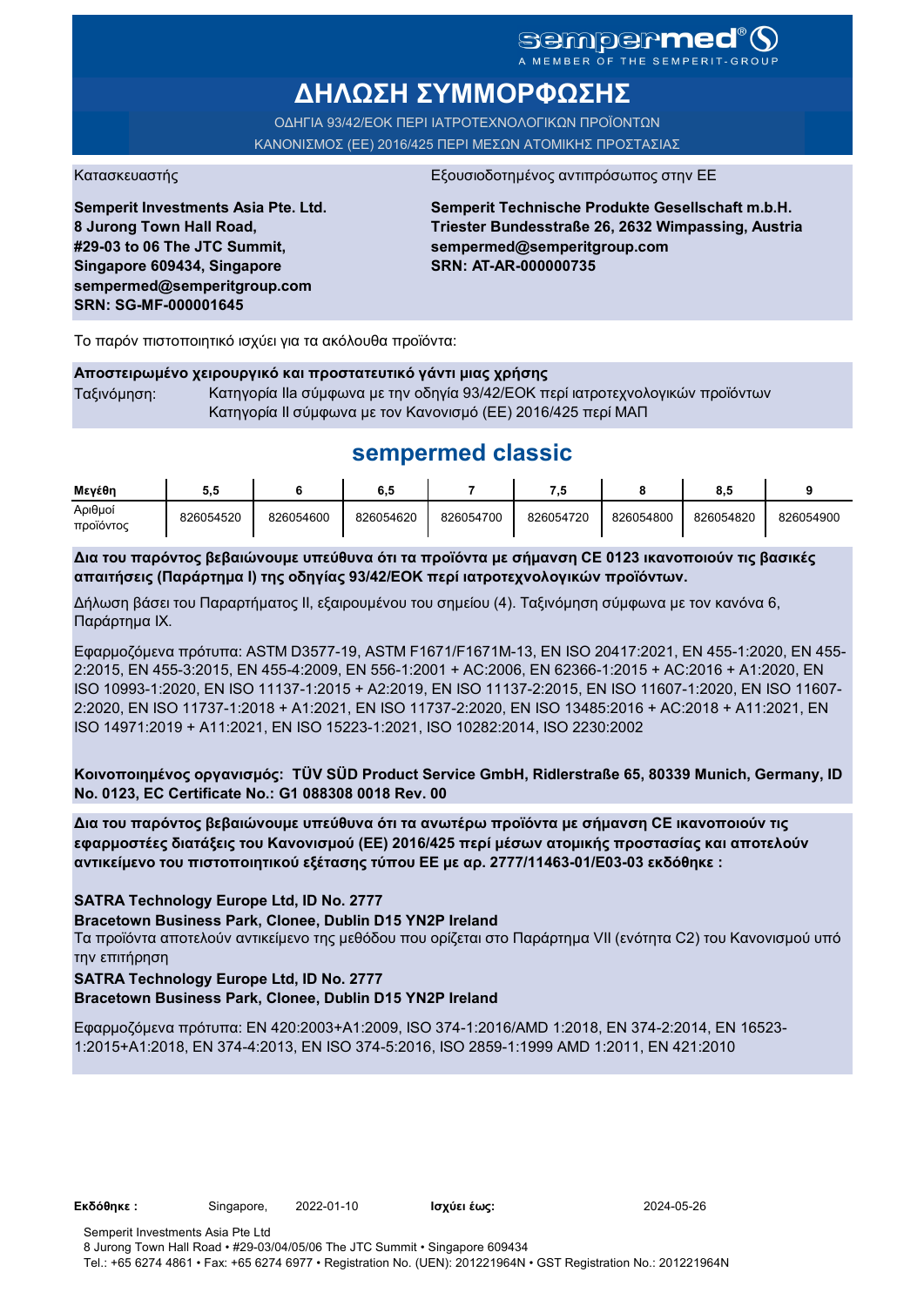sempermed® A MEMBER OF THE SEMPERIT-GROUP

# ΔΗΛΩΣΗ ΣΥΜΜΟΡΦΩΣΗΣ

ΟΔΗΓΙΑ 93/42/ΕΟΚ ΠΕΡΙ ΙΑΤΡΟΤΕΧΝΟΛΟΓΙΚΩΝ ΠΡΟΪΟΝΤΩΝ
ΚΑΝΟΝΙΣΜΟΣ (ΕΕ) 2016/425 ΠΕΡΙ ΜΕΣΩΝ ΑΤΟΜΙΚΗΣ ΠΡΟΣΤΑΣΙΑΣ

Κατασκευαστής

**Semperit Investments Asia Pte. Ltd.**
**8 Jurong Town Hall Road,**
**#29-03 to 06 The JTC Summit,**
**Singapore 609434, Singapore**
**sempermed@semperitgroup.com**
**SRN: SG-MF-000001645**

Εξουσιοδοτημένος αντιπρόσωπος στην ΕΕ

**Semperit Technische Produkte Gesellschaft m.b.H.**
**Triester Bundesstraße 26, 2632 Wimpassing, Austria**
**sempermed@semperitgroup.com**
**SRN: AT-AR-000000735**

Το παρόν πιστοποιητικό ισχύει για τα ακόλουθα προϊόντα:

**Αποστειρωμένο χειρουργικό και προστατευτικό γάντι μιας χρήσης**
Ταξινόμηση: Κατηγορία IIa σύμφωνα με την οδηγία 93/42/ΕΟΚ περί ιατροτεχνολογικών προϊόντων
Κατηγορία II σύμφωνα με τον Κανονισμό (ΕΕ) 2016/425 περί ΜΑΠ

## sempermed classic

| Μεγέθη | 5,5 | 6 | 6,5 | 7 | 7,5 | 8 | 8,5 | 9 |
|---|---|---|---|---|---|---|---|---|
| Αριθμοί προϊόντος | 826054520 | 826054600 | 826054620 | 826054700 | 826054720 | 826054800 | 826054820 | 826054900 |

**Δια του παρόντος βεβαιώνουμε υπεύθυνα ότι τα προϊόντα με σήμανση CE 0123 ικανοποιούν τις βασικές απαιτήσεις (Παράρτημα I) της οδηγίας 93/42/ΕΟΚ περί ιατροτεχνολογικών προϊόντων.**

Δήλωση βάσει του Παραρτήματος II, εξαιρουμένου του σημείου (4). Ταξινόμηση σύμφωνα με τον κανόνα 6, Παράρτημα IX.

Εφαρμοζόμενα πρότυπα: ASTM D3577-19, ASTM F1671/F1671M-13, EN ISO 20417:2021, EN 455-1:2020, EN 455-2:2015, EN 455-3:2015, EN 455-4:2009, EN 556-1:2001 + AC:2006, EN 62366-1:2015 + AC:2016 + A1:2020, EN ISO 10993-1:2020, EN ISO 11137-1:2015 + A2:2019, EN ISO 11137-2:2015, EN ISO 11607-1:2020, EN ISO 11607-2:2020, EN ISO 11737-1:2018 + A1:2021, EN ISO 11737-2:2020, EN ISO 13485:2016 + AC:2018 + A11:2021, EN ISO 14971:2019 + A11:2021, EN ISO 15223-1:2021, ISO 10282:2014, ISO 2230:2002

**Κοινοποιημένος οργανισμός: TÜV SÜD Product Service GmbH, Ridlerstraße 65, 80339 Munich, Germany, ID No. 0123, EC Certificate No.: G1 088308 0018 Rev. 00**

**Δια του παρόντος βεβαιώνουμε υπεύθυνα ότι τα ανωτέρω προϊόντα με σήμανση CE ικανοποιούν τις εφαρμοστέες διατάξεις του Κανονισμού (ΕΕ) 2016/425 περί μέσων ατομικής προστασίας και αποτελούν αντικείμενο του πιστοποιητικού εξέτασης τύπου ΕΕ με αρ. 2777/11463-01/E03-03 εκδόθηκε :**

**SATRA Technology Europe Ltd, ID No. 2777**
**Bracetown Business Park, Clonee, Dublin D15 YN2P Ireland**
Τα προϊόντα αποτελούν αντικείμενο της μεθόδου που ορίζεται στο Παράρτημα VII (ενότητα C2) του Κανονισμού υπό την επιτήρηση
**SATRA Technology Europe Ltd, ID No. 2777**
**Bracetown Business Park, Clonee, Dublin D15 YN2P Ireland**

Εφαρμοζόμενα πρότυπα: EN 420:2003+A1:2009, ISO 374-1:2016/AMD 1:2018, EN 374-2:2014, EN 16523-1:2015+A1:2018, EN 374-4:2013, EN ISO 374-5:2016, ISO 2859-1:1999 AMD 1:2011, EN 421:2010

**Εκδόθηκε :** Singapore, 2022-01-10 **Ισχύει έως:** 2024-05-26

Semperit Investments Asia Pte Ltd
8 Jurong Town Hall Road • #29-03/04/05/06 The JTC Summit • Singapore 609434
Tel.: +65 6274 4861 • Fax: +65 6274 6977 • Registration No. (UEN): 201221964N • GST Registration No.: 201221964N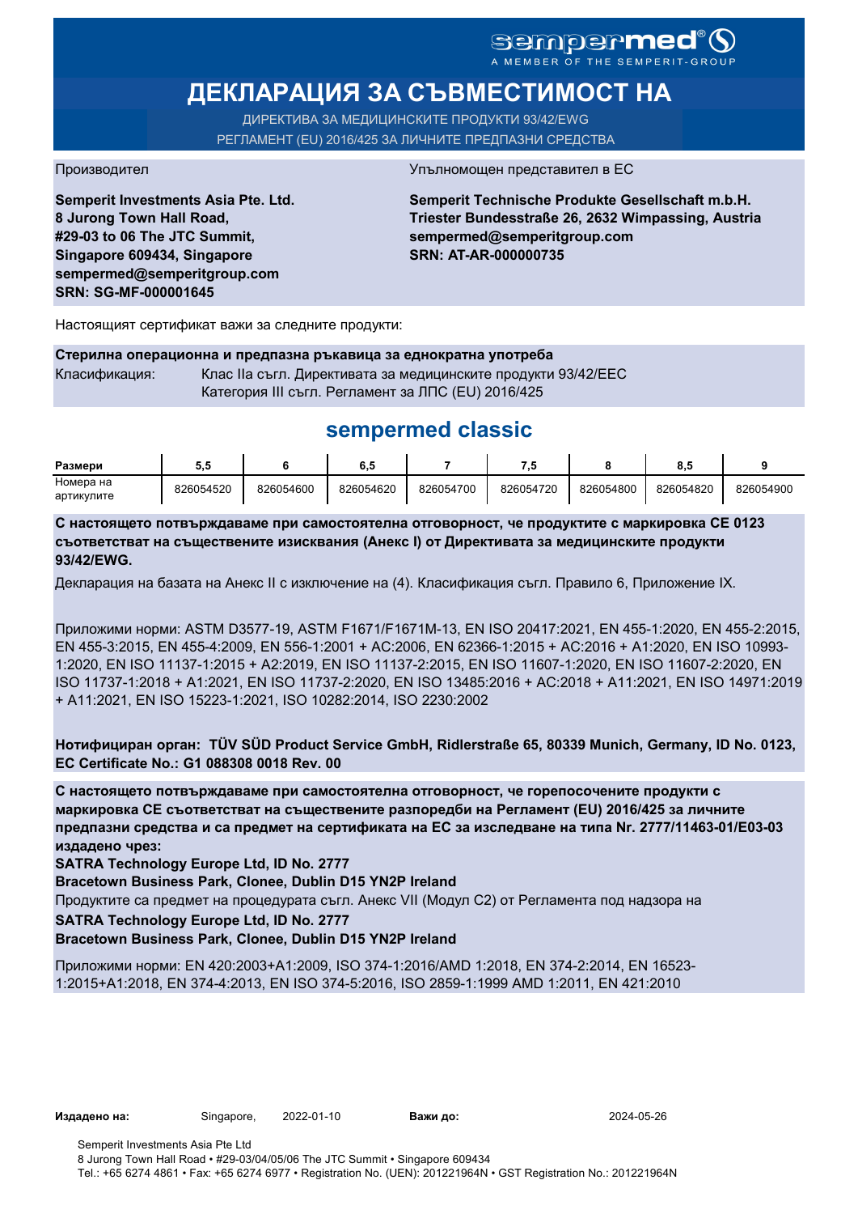sempermed®
A MEMBER OF THE SEMPERIT-GROUP

# ДЕКЛАРАЦИЯ ЗА СЪВМЕСТИМОСТ НА

ДИРЕКТИВА ЗА МЕДИЦИНСКИТЕ ПРОДУКТИ 93/42/EWG
РЕГЛАМЕНТ (EU) 2016/425 ЗА ЛИЧНИТЕ ПРЕДПАЗНИ СРЕДСТВА

Производител

**Semperit Investments Asia Pte. Ltd.**
**8 Jurong Town Hall Road,**
**#29-03 to 06 The JTC Summit,**
**Singapore 609434, Singapore**
**sempermed@semperitgroup.com**
**SRN: SG-MF-000001645**

Упълномощен представител в ЕС

**Semperit Technische Produkte Gesellschaft m.b.H.**
**Triester Bundesstraße 26, 2632 Wimpassing, Austria**
**sempermed@semperitgroup.com**
**SRN: AT-AR-000000735**

Настоящият сертификат важи за следните продукти:

**Стерилна операционна и предпазна ръкавица за еднократна употреба**
Класификация: Клас IIa съгл. Директивата за медицинските продукти 93/42/EEC
Категория III съгл. Регламент за ЛПС (EU) 2016/425

## sempermed classic

| Размери | 5,5 | 6 | 6,5 | 7 | 7,5 | 8 | 8,5 | 9 |
|---|---|---|---|---|---|---|---|---|
| Номера на артикулите | 826054520 | 826054600 | 826054620 | 826054700 | 826054720 | 826054800 | 826054820 | 826054900 |

**С настоящето потвърждаваме при самостоятелна отговорност, че продуктите с маркировка CE 0123 съответстват на съществените изисквания (Анекс I) от Директивата за медицинските продукти 93/42/EWG.**

Декларация на базата на Анекс II с изключение на (4). Класификация съгл. Правило 6, Приложение IX.

Приложими норми: ASTM D3577-19, ASTM F1671/F1671M-13, EN ISO 20417:2021, EN 455-1:2020, EN 455-2:2015, EN 455-3:2015, EN 455-4:2009, EN 556-1:2001 + AC:2006, EN 62366-1:2015 + AC:2016 + A1:2020, EN ISO 10993-1:2020, EN ISO 11137-1:2015 + A2:2019, EN ISO 11137-2:2015, EN ISO 11607-1:2020, EN ISO 11607-2:2020, EN ISO 11737-1:2018 + A1:2021, EN ISO 11737-2:2020, EN ISO 13485:2016 + AC:2018 + A11:2021, EN ISO 14971:2019 + A11:2021, EN ISO 15223-1:2021, ISO 10282:2014, ISO 2230:2002

**Нотифициран орган: TÜV SÜD Product Service GmbH, Ridlerstraße 65, 80339 Munich, Germany, ID No. 0123, EC Certificate No.: G1 088308 0018 Rev. 00**

**С настоящето потвърждаваме при самостоятелна отговорност, че горепосочените продукти с маркировка CE съответстват на съществените разпоредби на Регламент (EU) 2016/425 за личните предпазни средства и са предмет на сертификата на ЕС за изследване на типа Nr. 2777/11463-01/E03-03 издадено чрез:**
**SATRA Technology Europe Ltd, ID No. 2777**
**Bracetown Business Park, Clonee, Dublin D15 YN2P Ireland**
Продуктите са предмет на процедурата съгл. Анекс VII (Модул C2) от Регламента под надзора на
**SATRA Technology Europe Ltd, ID No. 2777**
**Bracetown Business Park, Clonee, Dublin D15 YN2P Ireland**

Приложими норми: EN 420:2003+A1:2009, ISO 374-1:2016/AMD 1:2018, EN 374-2:2014, EN 16523-1:2015+A1:2018, EN 374-4:2013, EN ISO 374-5:2016, ISO 2859-1:1999 AMD 1:2011, EN 421:2010

**Издадено на:** Singapore, 2022-01-10 **Важи до:** 2024-05-26

Semperit Investments Asia Pte Ltd
8 Jurong Town Hall Road • #29-03/04/05/06 The JTC Summit • Singapore 609434
Tel.: +65 6274 4861 • Fax: +65 6274 6977 • Registration No. (UEN): 201221964N • GST Registration No.: 201221964N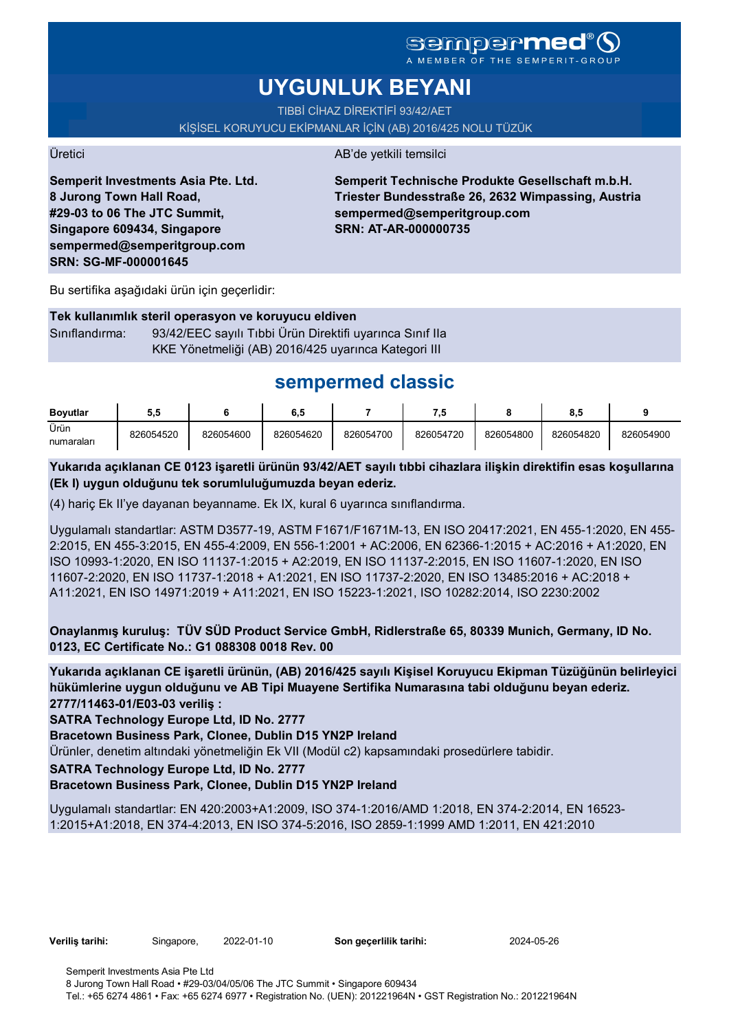sempermed®
A MEMBER OF THE SEMPERIT-GROUP

# UYGUNLUK BEYANI

TIBBİ CİHAZ DİREKTİFİ 93/42/AET
KİŞİSEL KORUYUCU EKİPMANLAR İÇİN (AB) 2016/425 NOLU TÜZÜK

Üretici

**Semperit Investments Asia Pte. Ltd.**
**8 Jurong Town Hall Road,**
**#29-03 to 06 The JTC Summit,**
**Singapore 609434, Singapore**
**sempermed@semperitgroup.com**
**SRN: SG-MF-000001645**

AB'de yetkili temsilci

**Semperit Technische Produkte Gesellschaft m.b.H.**
**Triester Bundesstraße 26, 2632 Wimpassing, Austria**
**sempermed@semperitgroup.com**
**SRN: AT-AR-000000735**

Bu sertifika aşağıdaki ürün için geçerlidir:

**Tek kullanımlık steril operasyon ve koruyucu eldiven**
Sınıflandırma: 93/42/EEC sayılı Tıbbi Ürün Direktifi uyarınca Sınıf IIa
KKE Yönetmeliği (AB) 2016/425 uyarınca Kategori III

## sempermed classic

| Boyutlar | 5,5 | 6 | 6,5 | 7 | 7,5 | 8 | 8,5 | 9 |
|---|---|---|---|---|---|---|---|---|
| Ürün numaraları | 826054520 | 826054600 | 826054620 | 826054700 | 826054720 | 826054800 | 826054820 | 826054900 |

**Yukarıda açıklanan CE 0123 işaretli ürünün 93/42/AET sayılı tıbbi cihazlara ilişkin direktifin esas koşullarına (Ek I) uygun olduğunu tek sorumluluğumuzda beyan ederiz.**

(4) hariç Ek II'ye dayanan beyanname. Ek IX, kural 6 uyarınca sınıflandırma.

Uygulamalı standartlar: ASTM D3577-19, ASTM F1671/F1671M-13, EN ISO 20417:2021, EN 455-1:2020, EN 455-2:2015, EN 455-3:2015, EN 455-4:2009, EN 556-1:2001 + AC:2006, EN 62366-1:2015 + AC:2016 + A1:2020, EN ISO 10993-1:2020, EN ISO 11137-1:2015 + A2:2019, EN ISO 11137-2:2015, EN ISO 11607-1:2020, EN ISO 11607-2:2020, EN ISO 11737-1:2018 + A1:2021, EN ISO 11737-2:2020, EN ISO 13485:2016 + AC:2018 + A11:2021, EN ISO 14971:2019 + A11:2021, EN ISO 15223-1:2021, ISO 10282:2014, ISO 2230:2002

**Onaylanmış kuruluş: TÜV SÜD Product Service GmbH, Ridlerstraße 65, 80339 Munich, Germany, ID No. 0123, EC Certificate No.: G1 088308 0018 Rev. 00**

**Yukarıda açıklanan CE işaretli ürünün, (AB) 2016/425 sayılı Kişisel Koruyucu Ekipman Tüzüğünün belirleyici hükümlerine uygun olduğunu ve AB Tipi Muayene Sertifika Numarasına tabi olduğunu beyan ederiz. 2777/11463-01/E03-03 veriliş :**
**SATRA Technology Europe Ltd, ID No. 2777**
**Bracetown Business Park, Clonee, Dublin D15 YN2P Ireland**
Ürünler, denetim altındaki yönetmeliğin Ek VII (Modül c2) kapsamındaki prosedürlere tabidir.
**SATRA Technology Europe Ltd, ID No. 2777**
**Bracetown Business Park, Clonee, Dublin D15 YN2P Ireland**

Uygulamalı standartlar: EN 420:2003+A1:2009, ISO 374-1:2016/AMD 1:2018, EN 374-2:2014, EN 16523-1:2015+A1:2018, EN 374-4:2013, EN ISO 374-5:2016, ISO 2859-1:1999 AMD 1:2011, EN 421:2010

**Veriliş tarihi:** Singapore, 2022-01-10 **Son geçerlilik tarihi:** 2024-05-26

Semperit Investments Asia Pte Ltd
8 Jurong Town Hall Road • #29-03/04/05/06 The JTC Summit • Singapore 609434
Tel.: +65 6274 4861 • Fax: +65 6274 6977 • Registration No. (UEN): 201221964N • GST Registration No.: 201221964N